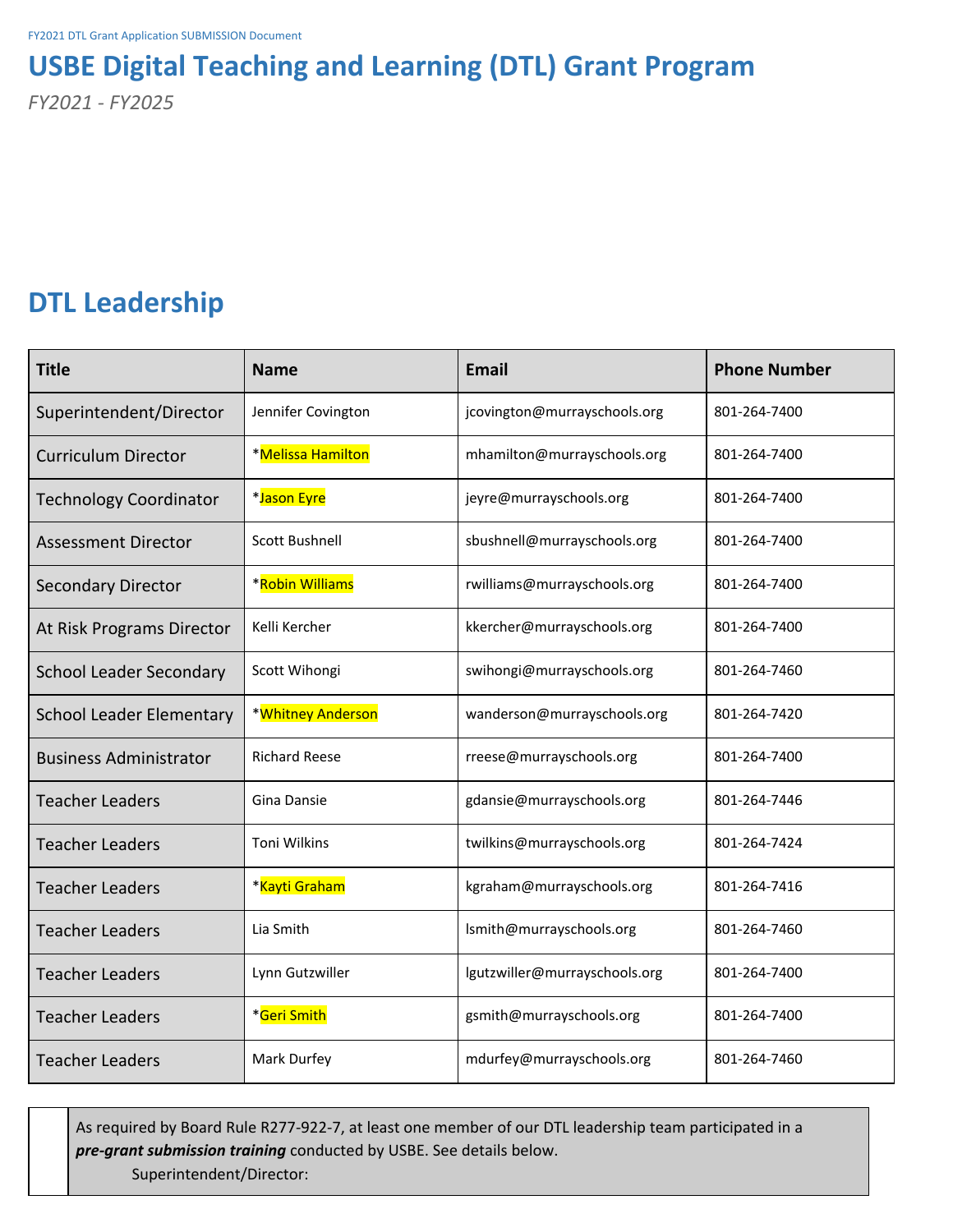FY2021 DTL Grant Application SUBMISSION Document

# USBE Digital Teaching and Learning (DTL) Grant Program

*FY2021 - FY2025*

## DTL Leadership

| Title | Name | Email | Phone Number |
|---|---|---|---|
| Superintendent/Director | Jennifer Covington | jcovington@murrayschools.org | 801-264-7400 |
| Curriculum Director | *Melissa Hamilton | mhamilton@murrayschools.org | 801-264-7400 |
| Technology Coordinator | *Jason Eyre | jeyre@murrayschools.org | 801-264-7400 |
| Assessment Director | Scott Bushnell | sbushnell@murrayschools.org | 801-264-7400 |
| Secondary Director | *Robin Williams | rwilliams@murrayschools.org | 801-264-7400 |
| At Risk Programs Director | Kelli Kercher | kkercher@murrayschools.org | 801-264-7400 |
| School Leader Secondary | Scott Wihongi | swihongi@murrayschools.org | 801-264-7460 |
| School Leader Elementary | *Whitney Anderson | wanderson@murrayschools.org | 801-264-7420 |
| Business Administrator | Richard Reese | rreese@murrayschools.org | 801-264-7400 |
| Teacher Leaders | Gina Dansie | gdansie@murrayschools.org | 801-264-7446 |
| Teacher Leaders | Toni Wilkins | twilkins@murrayschools.org | 801-264-7424 |
| Teacher Leaders | *Kayti Graham | kgraham@murrayschools.org | 801-264-7416 |
| Teacher Leaders | Lia Smith | lsmith@murrayschools.org | 801-264-7460 |
| Teacher Leaders | Lynn Gutzwiller | lgutzwiller@murrayschools.org | 801-264-7400 |
| Teacher Leaders | *Geri Smith | gsmith@murrayschools.org | 801-264-7400 |
| Teacher Leaders | Mark Durfey | mdurfey@murrayschools.org | 801-264-7460 |

| | |
|---|---|
| | As required by Board Rule R277-922-7, at least one member of our DTL leadership team participated in a ***pre-grant submission training*** conducted by USBE. See details below.<br>Superintendent/Director: |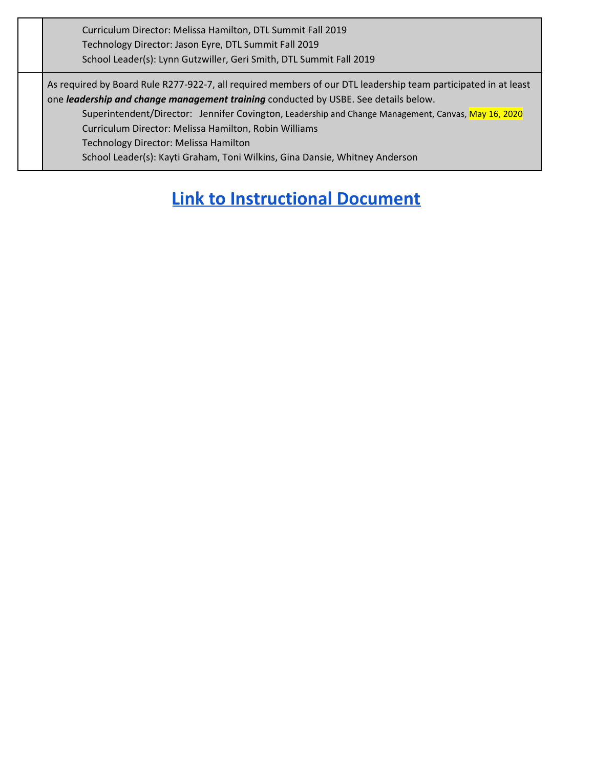| | |
|---|---|
| | Curriculum Director: Melissa Hamilton, DTL Summit Fall 2019<br>Technology Director: Jason Eyre, DTL Summit Fall 2019<br>School Leader(s): Lynn Gutzwiller, Geri Smith, DTL Summit Fall 2019 |
| | As required by Board Rule R277-922-7, all required members of our DTL leadership team participated in at least one ***leadership and change management training*** conducted by USBE. See details below.<br>Superintendent/Director: Jennifer Covington, Leadership and Change Management, Canvas, May 16, 2020<br>Curriculum Director: Melissa Hamilton, Robin Williams<br>Technology Director: Melissa Hamilton<br>School Leader(s): Kayti Graham, Toni Wilkins, Gina Dansie, Whitney Anderson |

## Link to Instructional Document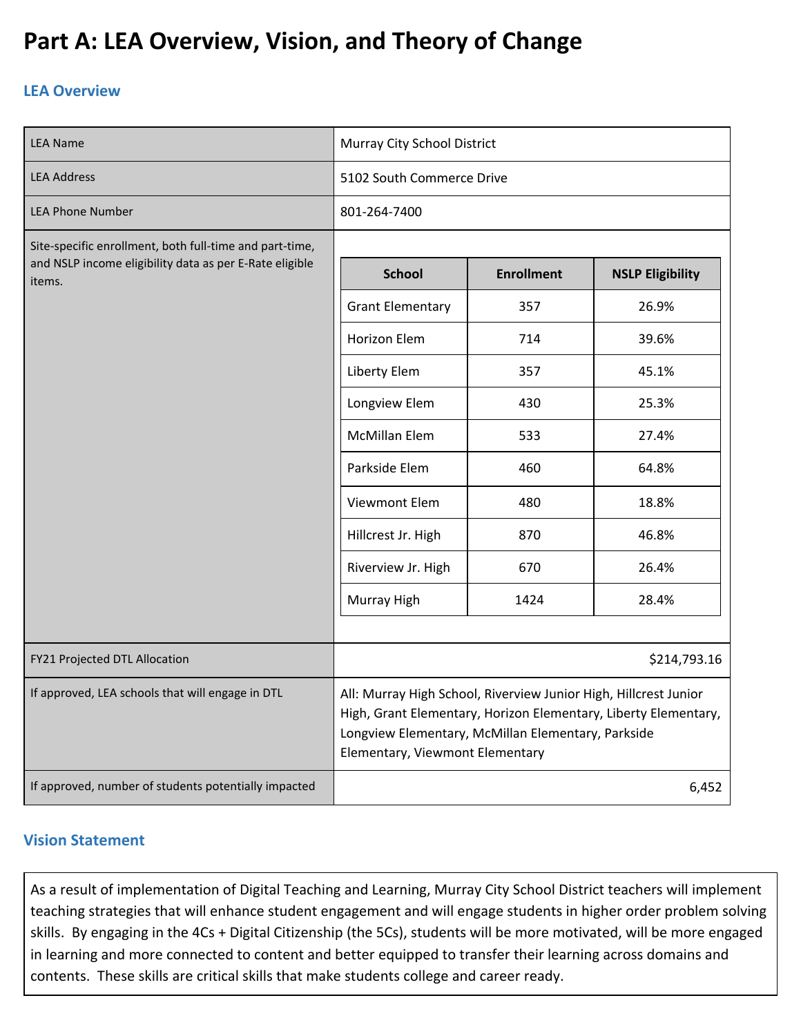# Part A: LEA Overview, Vision, and Theory of Change

## LEA Overview

| | |
|---|---|
| LEA Name | Murray City School District |
| LEA Address | 5102 South Commerce Drive |
| LEA Phone Number | 801-264-7400 |
| Site-specific enrollment, both full-time and part-time, and NSLP income eligibility data as per E-Rate eligible items. | (see table below) |
| FY21 Projected DTL Allocation | $214,793.16 |
| If approved, LEA schools that will engage in DTL | All: Murray High School, Riverview Junior High, Hillcrest Junior High, Grant Elementary, Horizon Elementary, Liberty Elementary, Longview Elementary, McMillan Elementary, Parkside Elementary, Viewmont Elementary |
| If approved, number of students potentially impacted | 6,452 |

| School | Enrollment | NSLP Eligibility |
|---|---|---|
| Grant Elementary | 357 | 26.9% |
| Horizon Elem | 714 | 39.6% |
| Liberty Elem | 357 | 45.1% |
| Longview Elem | 430 | 25.3% |
| McMillan Elem | 533 | 27.4% |
| Parkside Elem | 460 | 64.8% |
| Viewmont Elem | 480 | 18.8% |
| Hillcrest Jr. High | 870 | 46.8% |
| Riverview Jr. High | 670 | 26.4% |
| Murray High | 1424 | 28.4% |

## Vision Statement

As a result of implementation of Digital Teaching and Learning, Murray City School District teachers will implement teaching strategies that will enhance student engagement and will engage students in higher order problem solving skills. By engaging in the 4Cs + Digital Citizenship (the 5Cs), students will be more motivated, will be more engaged in learning and more connected to content and better equipped to transfer their learning across domains and contents. These skills are critical skills that make students college and career ready.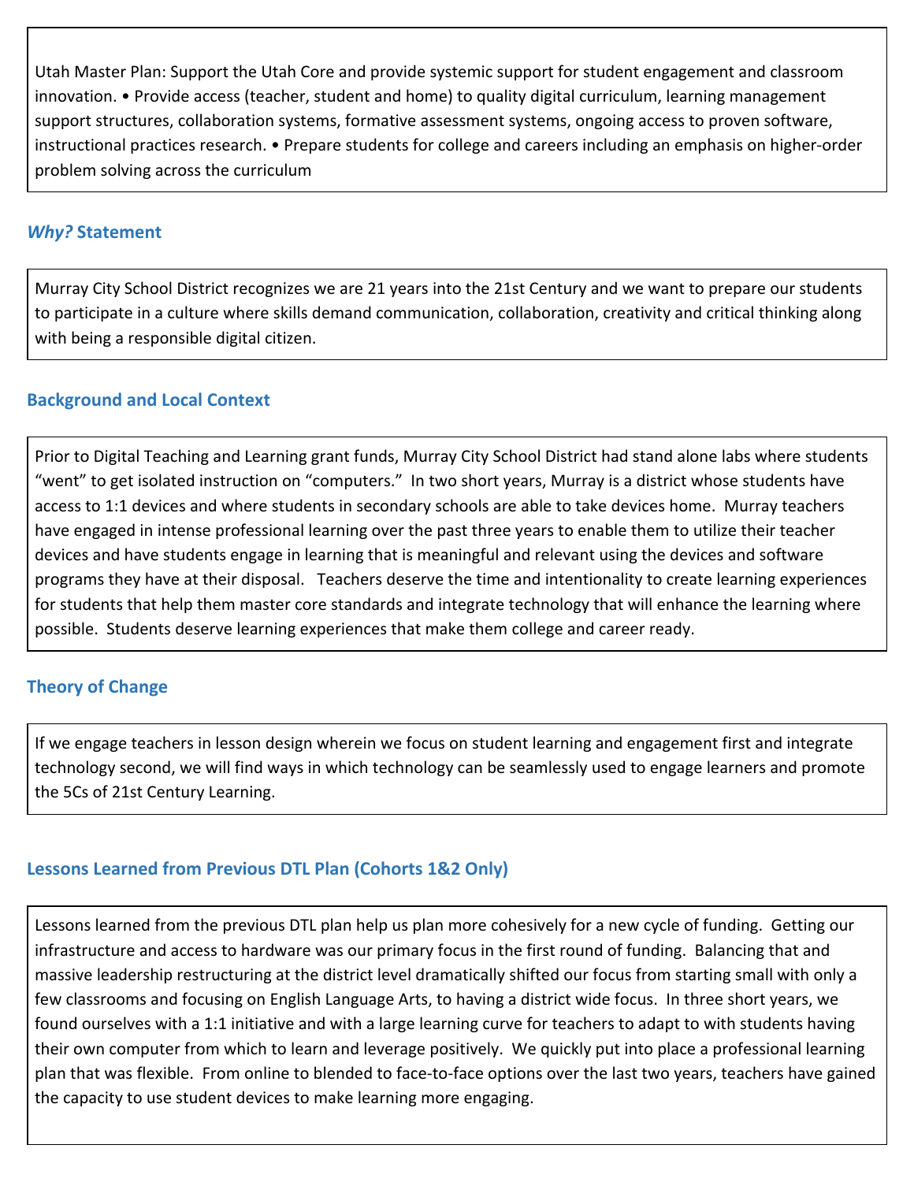Utah Master Plan: Support the Utah Core and provide systemic support for student engagement and classroom innovation. • Provide access (teacher, student and home) to quality digital curriculum, learning management support structures, collaboration systems, formative assessment systems, ongoing access to proven software, instructional practices research. • Prepare students for college and careers including an emphasis on higher-order problem solving across the curriculum

## *Why?* Statement

Murray City School District recognizes we are 21 years into the 21st Century and we want to prepare our students to participate in a culture where skills demand communication, collaboration, creativity and critical thinking along with being a responsible digital citizen.

## Background and Local Context

Prior to Digital Teaching and Learning grant funds, Murray City School District had stand alone labs where students "went" to get isolated instruction on "computers." In two short years, Murray is a district whose students have access to 1:1 devices and where students in secondary schools are able to take devices home. Murray teachers have engaged in intense professional learning over the past three years to enable them to utilize their teacher devices and have students engage in learning that is meaningful and relevant using the devices and software programs they have at their disposal. Teachers deserve the time and intentionality to create learning experiences for students that help them master core standards and integrate technology that will enhance the learning where possible. Students deserve learning experiences that make them college and career ready.

## Theory of Change

If we engage teachers in lesson design wherein we focus on student learning and engagement first and integrate technology second, we will find ways in which technology can be seamlessly used to engage learners and promote the 5Cs of 21st Century Learning.

## Lessons Learned from Previous DTL Plan (Cohorts 1&2 Only)

Lessons learned from the previous DTL plan help us plan more cohesively for a new cycle of funding. Getting our infrastructure and access to hardware was our primary focus in the first round of funding. Balancing that and massive leadership restructuring at the district level dramatically shifted our focus from starting small with only a few classrooms and focusing on English Language Arts, to having a district wide focus. In three short years, we found ourselves with a 1:1 initiative and with a large learning curve for teachers to adapt to with students having their own computer from which to learn and leverage positively. We quickly put into place a professional learning plan that was flexible. From online to blended to face-to-face options over the last two years, teachers have gained the capacity to use student devices to make learning more engaging.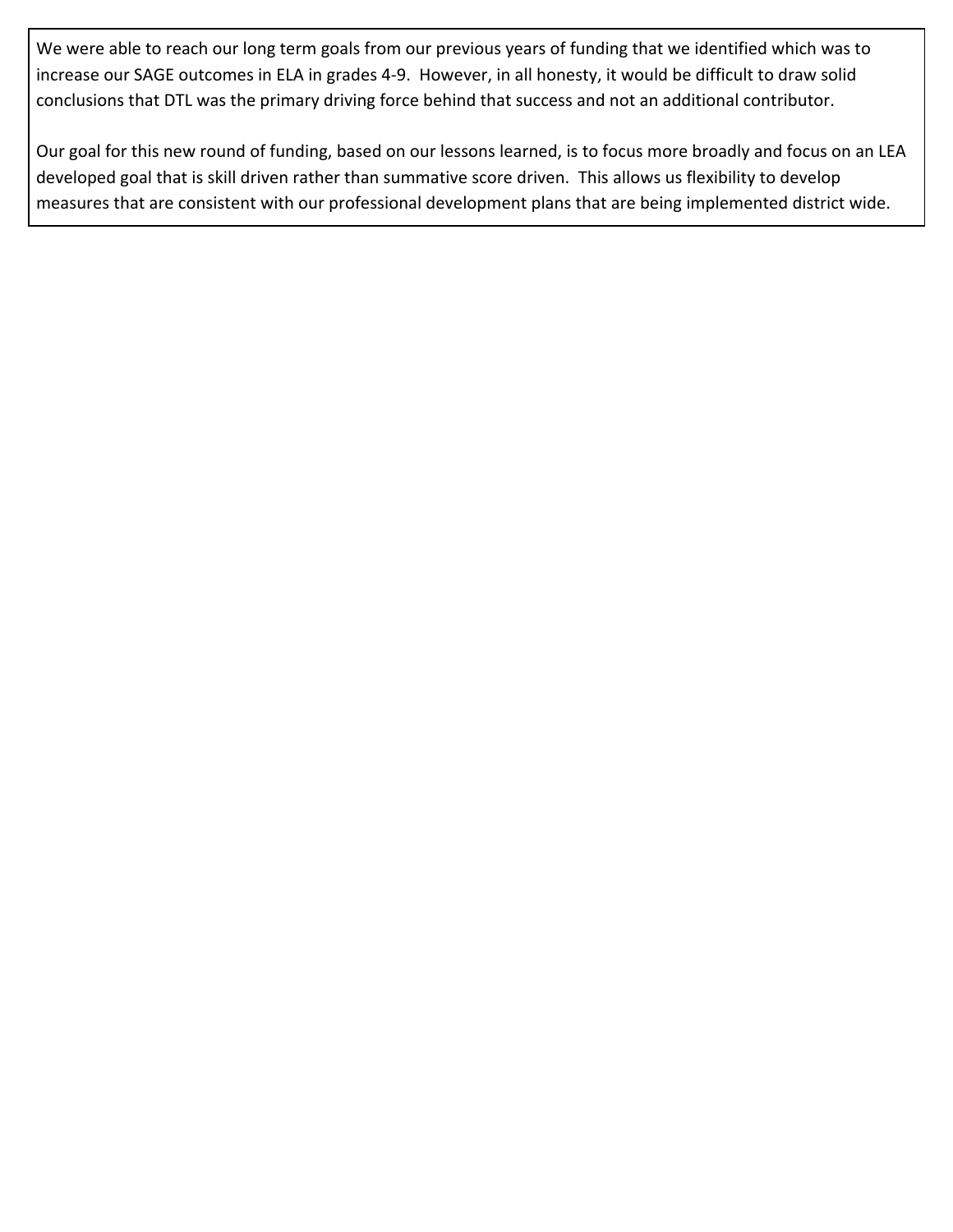We were able to reach our long term goals from our previous years of funding that we identified which was to increase our SAGE outcomes in ELA in grades 4-9. However, in all honesty, it would be difficult to draw solid conclusions that DTL was the primary driving force behind that success and not an additional contributor.

Our goal for this new round of funding, based on our lessons learned, is to focus more broadly and focus on an LEA developed goal that is skill driven rather than summative score driven. This allows us flexibility to develop measures that are consistent with our professional development plans that are being implemented district wide.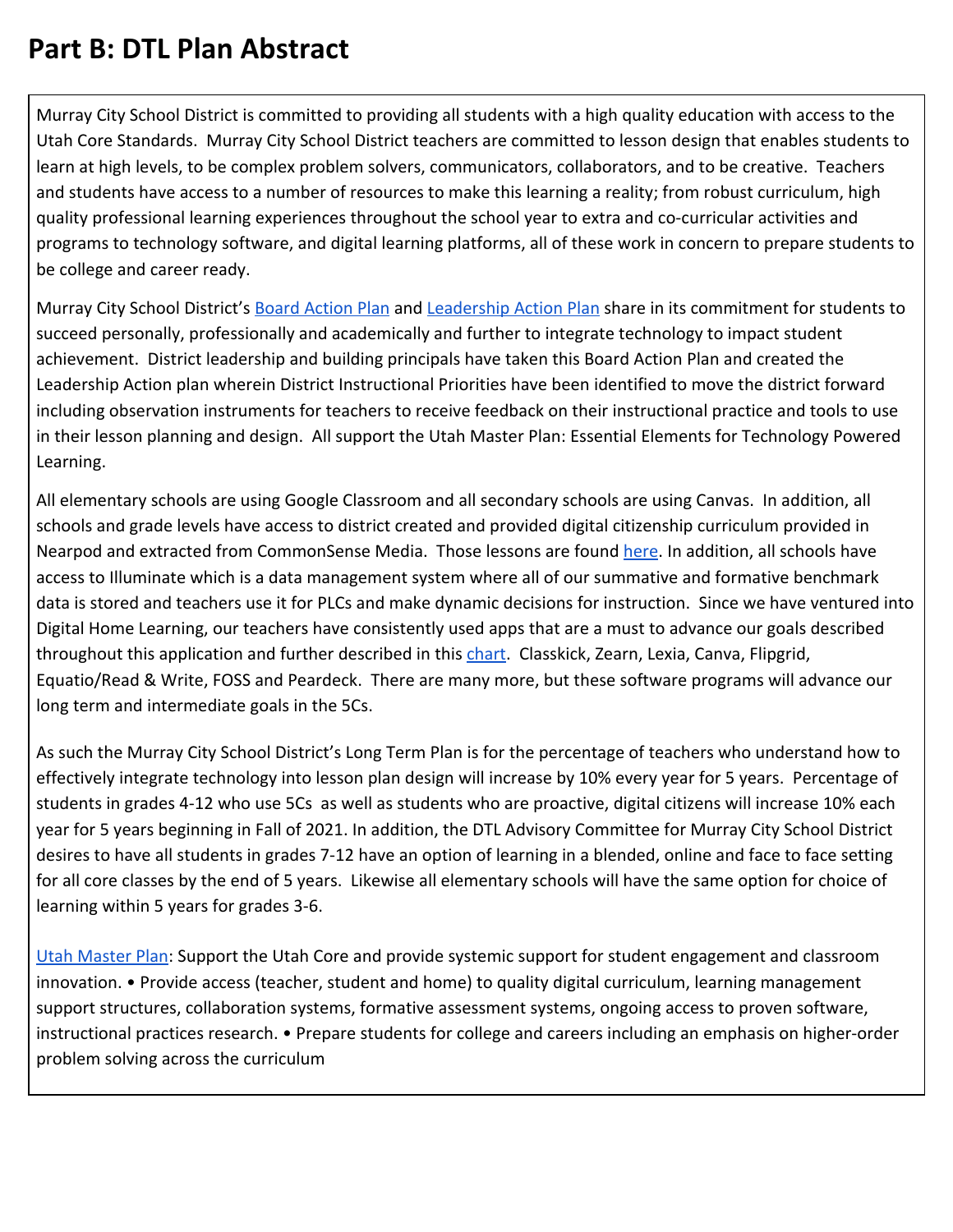# Part B: DTL Plan Abstract

Murray City School District is committed to providing all students with a high quality education with access to the Utah Core Standards. Murray City School District teachers are committed to lesson design that enables students to learn at high levels, to be complex problem solvers, communicators, collaborators, and to be creative. Teachers and students have access to a number of resources to make this learning a reality; from robust curriculum, high quality professional learning experiences throughout the school year to extra and co-curricular activities and programs to technology software, and digital learning platforms, all of these work in concern to prepare students to be college and career ready.

Murray City School District's Board Action Plan and Leadership Action Plan share in its commitment for students to succeed personally, professionally and academically and further to integrate technology to impact student achievement. District leadership and building principals have taken this Board Action Plan and created the Leadership Action plan wherein District Instructional Priorities have been identified to move the district forward including observation instruments for teachers to receive feedback on their instructional practice and tools to use in their lesson planning and design. All support the Utah Master Plan: Essential Elements for Technology Powered Learning.

All elementary schools are using Google Classroom and all secondary schools are using Canvas. In addition, all schools and grade levels have access to district created and provided digital citizenship curriculum provided in Nearpod and extracted from CommonSense Media. Those lessons are found here. In addition, all schools have access to Illuminate which is a data management system where all of our summative and formative benchmark data is stored and teachers use it for PLCs and make dynamic decisions for instruction. Since we have ventured into Digital Home Learning, our teachers have consistently used apps that are a must to advance our goals described throughout this application and further described in this chart. Classkick, Zearn, Lexia, Canva, Flipgrid, Equatio/Read & Write, FOSS and Peardeck. There are many more, but these software programs will advance our long term and intermediate goals in the 5Cs.

As such the Murray City School District's Long Term Plan is for the percentage of teachers who understand how to effectively integrate technology into lesson plan design will increase by 10% every year for 5 years. Percentage of students in grades 4-12 who use 5Cs as well as students who are proactive, digital citizens will increase 10% each year for 5 years beginning in Fall of 2021. In addition, the DTL Advisory Committee for Murray City School District desires to have all students in grades 7-12 have an option of learning in a blended, online and face to face setting for all core classes by the end of 5 years. Likewise all elementary schools will have the same option for choice of learning within 5 years for grades 3-6.

Utah Master Plan: Support the Utah Core and provide systemic support for student engagement and classroom innovation. • Provide access (teacher, student and home) to quality digital curriculum, learning management support structures, collaboration systems, formative assessment systems, ongoing access to proven software, instructional practices research. • Prepare students for college and careers including an emphasis on higher-order problem solving across the curriculum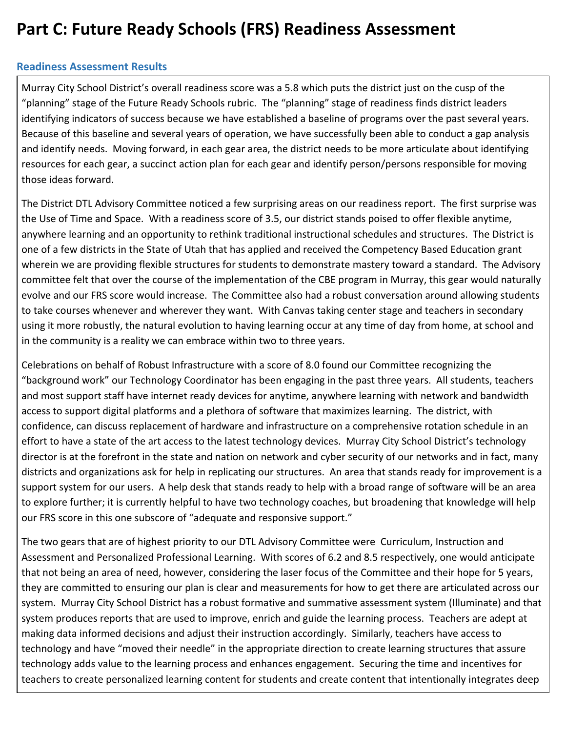# Part C: Future Ready Schools (FRS) Readiness Assessment

## Readiness Assessment Results

Murray City School District's overall readiness score was a 5.8 which puts the district just on the cusp of the "planning" stage of the Future Ready Schools rubric. The "planning" stage of readiness finds district leaders identifying indicators of success because we have established a baseline of programs over the past several years. Because of this baseline and several years of operation, we have successfully been able to conduct a gap analysis and identify needs. Moving forward, in each gear area, the district needs to be more articulate about identifying resources for each gear, a succinct action plan for each gear and identify person/persons responsible for moving those ideas forward.

The District DTL Advisory Committee noticed a few surprising areas on our readiness report. The first surprise was the Use of Time and Space. With a readiness score of 3.5, our district stands poised to offer flexible anytime, anywhere learning and an opportunity to rethink traditional instructional schedules and structures. The District is one of a few districts in the State of Utah that has applied and received the Competency Based Education grant wherein we are providing flexible structures for students to demonstrate mastery toward a standard. The Advisory committee felt that over the course of the implementation of the CBE program in Murray, this gear would naturally evolve and our FRS score would increase. The Committee also had a robust conversation around allowing students to take courses whenever and wherever they want. With Canvas taking center stage and teachers in secondary using it more robustly, the natural evolution to having learning occur at any time of day from home, at school and in the community is a reality we can embrace within two to three years.

Celebrations on behalf of Robust Infrastructure with a score of 8.0 found our Committee recognizing the "background work" our Technology Coordinator has been engaging in the past three years. All students, teachers and most support staff have internet ready devices for anytime, anywhere learning with network and bandwidth access to support digital platforms and a plethora of software that maximizes learning. The district, with confidence, can discuss replacement of hardware and infrastructure on a comprehensive rotation schedule in an effort to have a state of the art access to the latest technology devices. Murray City School District's technology director is at the forefront in the state and nation on network and cyber security of our networks and in fact, many districts and organizations ask for help in replicating our structures. An area that stands ready for improvement is a support system for our users. A help desk that stands ready to help with a broad range of software will be an area to explore further; it is currently helpful to have two technology coaches, but broadening that knowledge will help our FRS score in this one subscore of "adequate and responsive support."

The two gears that are of highest priority to our DTL Advisory Committee were Curriculum, Instruction and Assessment and Personalized Professional Learning. With scores of 6.2 and 8.5 respectively, one would anticipate that not being an area of need, however, considering the laser focus of the Committee and their hope for 5 years, they are committed to ensuring our plan is clear and measurements for how to get there are articulated across our system. Murray City School District has a robust formative and summative assessment system (Illuminate) and that system produces reports that are used to improve, enrich and guide the learning process. Teachers are adept at making data informed decisions and adjust their instruction accordingly. Similarly, teachers have access to technology and have "moved their needle" in the appropriate direction to create learning structures that assure technology adds value to the learning process and enhances engagement. Securing the time and incentives for teachers to create personalized learning content for students and create content that intentionally integrates deep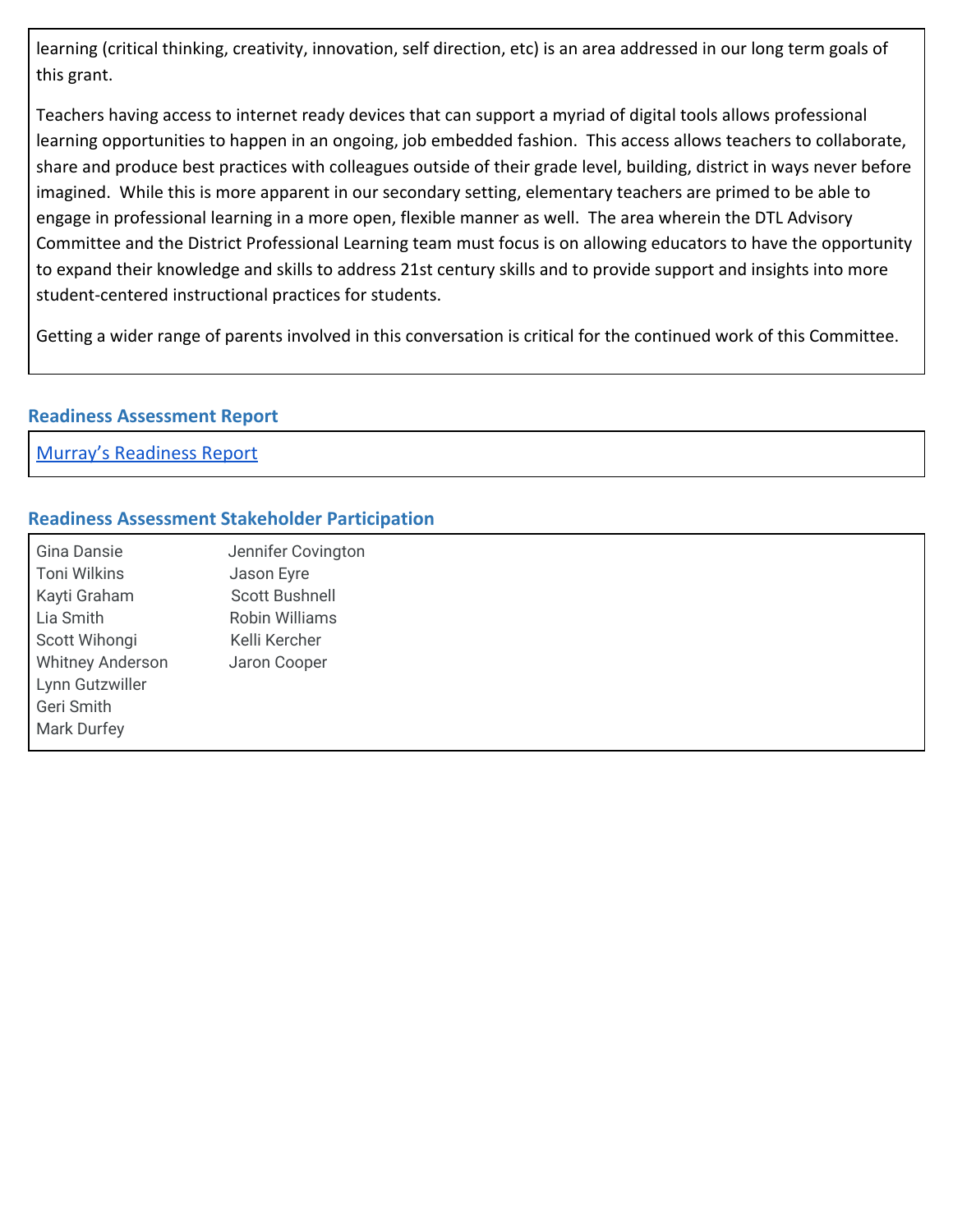learning (critical thinking, creativity, innovation, self direction, etc) is an area addressed in our long term goals of this grant.

Teachers having access to internet ready devices that can support a myriad of digital tools allows professional learning opportunities to happen in an ongoing, job embedded fashion. This access allows teachers to collaborate, share and produce best practices with colleagues outside of their grade level, building, district in ways never before imagined. While this is more apparent in our secondary setting, elementary teachers are primed to be able to engage in professional learning in a more open, flexible manner as well. The area wherein the DTL Advisory Committee and the District Professional Learning team must focus is on allowing educators to have the opportunity to expand their knowledge and skills to address 21st century skills and to provide support and insights into more student-centered instructional practices for students.

Getting a wider range of parents involved in this conversation is critical for the continued work of this Committee.

### Readiness Assessment Report

Murray's Readiness Report

### Readiness Assessment Stakeholder Participation

Gina Dansie
Toni Wilkins
Kayti Graham
Lia Smith
Scott Wihongi
Whitney Anderson
Lynn Gutzwiller
Geri Smith
Mark Durfey
Jennifer Covington
Jason Eyre
Scott Bushnell
Robin Williams
Kelli Kercher
Jaron Cooper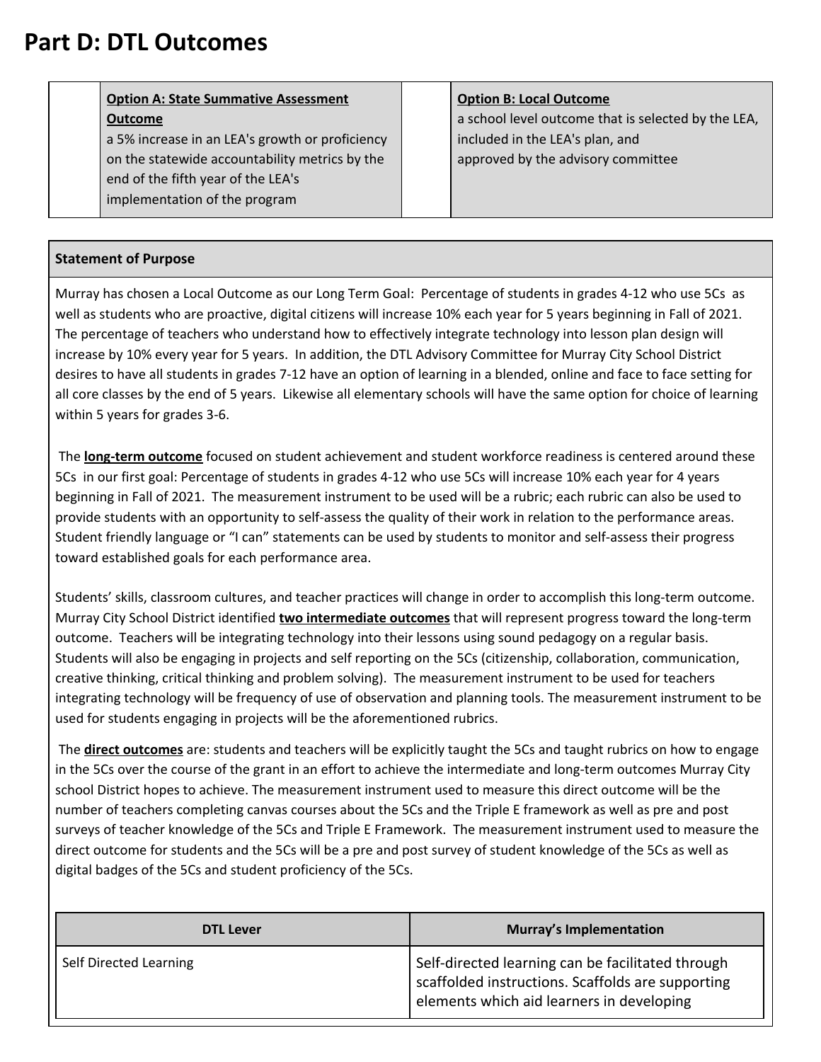# Part D: DTL Outcomes

| | Option A: State Summative Assessment Outcome | | Option B: Local Outcome |
|---|---|---|---|
| | **Option A: State Summative Assessment Outcome**<br>a 5% increase in an LEA's growth or proficiency on the statewide accountability metrics by the end of the fifth year of the LEA's implementation of the program | | **Option B: Local Outcome**<br>a school level outcome that is selected by the LEA, included in the LEA's plan, and approved by the advisory committee |

**Statement of Purpose**

Murray has chosen a Local Outcome as our Long Term Goal: Percentage of students in grades 4-12 who use 5Cs as well as students who are proactive, digital citizens will increase 10% each year for 5 years beginning in Fall of 2021. The percentage of teachers who understand how to effectively integrate technology into lesson plan design will increase by 10% every year for 5 years. In addition, the DTL Advisory Committee for Murray City School District desires to have all students in grades 7-12 have an option of learning in a blended, online and face to face setting for all core classes by the end of 5 years. Likewise all elementary schools will have the same option for choice of learning within 5 years for grades 3-6.

The **long-term outcome** focused on student achievement and student workforce readiness is centered around these 5Cs in our first goal: Percentage of students in grades 4-12 who use 5Cs will increase 10% each year for 4 years beginning in Fall of 2021. The measurement instrument to be used will be a rubric; each rubric can also be used to provide students with an opportunity to self-assess the quality of their work in relation to the performance areas. Student friendly language or "I can" statements can be used by students to monitor and self-assess their progress toward established goals for each performance area.

Students' skills, classroom cultures, and teacher practices will change in order to accomplish this long-term outcome. Murray City School District identified **two intermediate outcomes** that will represent progress toward the long-term outcome. Teachers will be integrating technology into their lessons using sound pedagogy on a regular basis. Students will also be engaging in projects and self reporting on the 5Cs (citizenship, collaboration, communication, creative thinking, critical thinking and problem solving). The measurement instrument to be used for teachers integrating technology will be frequency of use of observation and planning tools. The measurement instrument to be used for students engaging in projects will be the aforementioned rubrics.

The **direct outcomes** are: students and teachers will be explicitly taught the 5Cs and taught rubrics on how to engage in the 5Cs over the course of the grant in an effort to achieve the intermediate and long-term outcomes Murray City school District hopes to achieve. The measurement instrument used to measure this direct outcome will be the number of teachers completing canvas courses about the 5Cs and the Triple E framework as well as pre and post surveys of teacher knowledge of the 5Cs and Triple E Framework. The measurement instrument used to measure the direct outcome for students and the 5Cs will be a pre and post survey of student knowledge of the 5Cs as well as digital badges of the 5Cs and student proficiency of the 5Cs.

| DTL Lever | Murray's Implementation |
|---|---|
| Self Directed Learning | Self-directed learning can be facilitated through scaffolded instructions. Scaffolds are supporting elements which aid learners in developing |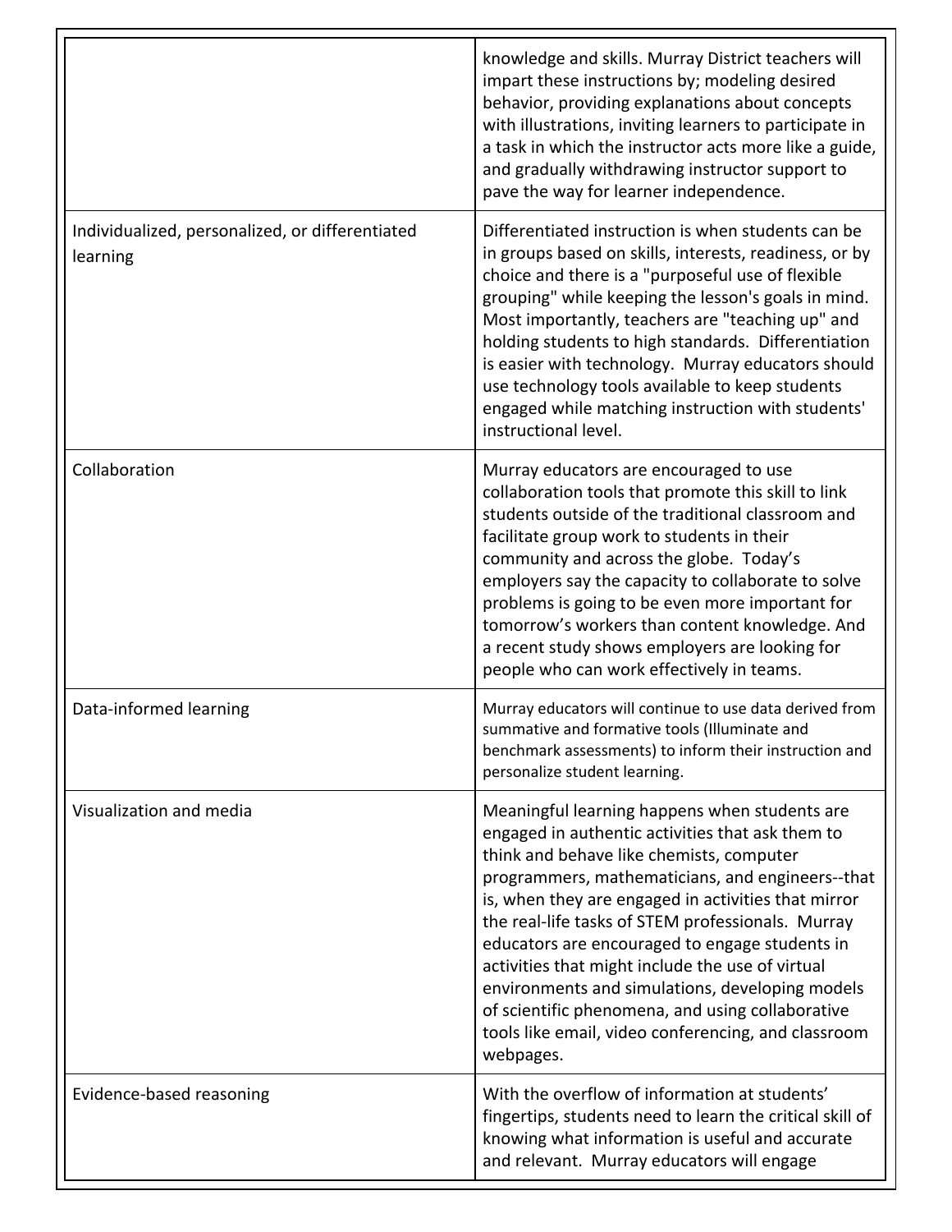|  |  |
| --- | --- |
|  | knowledge and skills. Murray District teachers will impart these instructions by; modeling desired behavior, providing explanations about concepts with illustrations, inviting learners to participate in a task in which the instructor acts more like a guide, and gradually withdrawing instructor support to pave the way for learner independence. |
| Individualized, personalized, or differentiated learning | Differentiated instruction is when students can be in groups based on skills, interests, readiness, or by choice and there is a "purposeful use of flexible grouping" while keeping the lesson's goals in mind. Most importantly, teachers are "teaching up" and holding students to high standards. Differentiation is easier with technology. Murray educators should use technology tools available to keep students engaged while matching instruction with students' instructional level. |
| Collaboration | Murray educators are encouraged to use collaboration tools that promote this skill to link students outside of the traditional classroom and facilitate group work to students in their community and across the globe. Today's employers say the capacity to collaborate to solve problems is going to be even more important for tomorrow's workers than content knowledge. And a recent study shows employers are looking for people who can work effectively in teams. |
| Data-informed learning | Murray educators will continue to use data derived from summative and formative tools (Illuminate and benchmark assessments) to inform their instruction and personalize student learning. |
| Visualization and media | Meaningful learning happens when students are engaged in authentic activities that ask them to think and behave like chemists, computer programmers, mathematicians, and engineers--that is, when they are engaged in activities that mirror the real-life tasks of STEM professionals. Murray educators are encouraged to engage students in activities that might include the use of virtual environments and simulations, developing models of scientific phenomena, and using collaborative tools like email, video conferencing, and classroom webpages. |
| Evidence-based reasoning | With the overflow of information at students' fingertips, students need to learn the critical skill of knowing what information is useful and accurate and relevant. Murray educators will engage |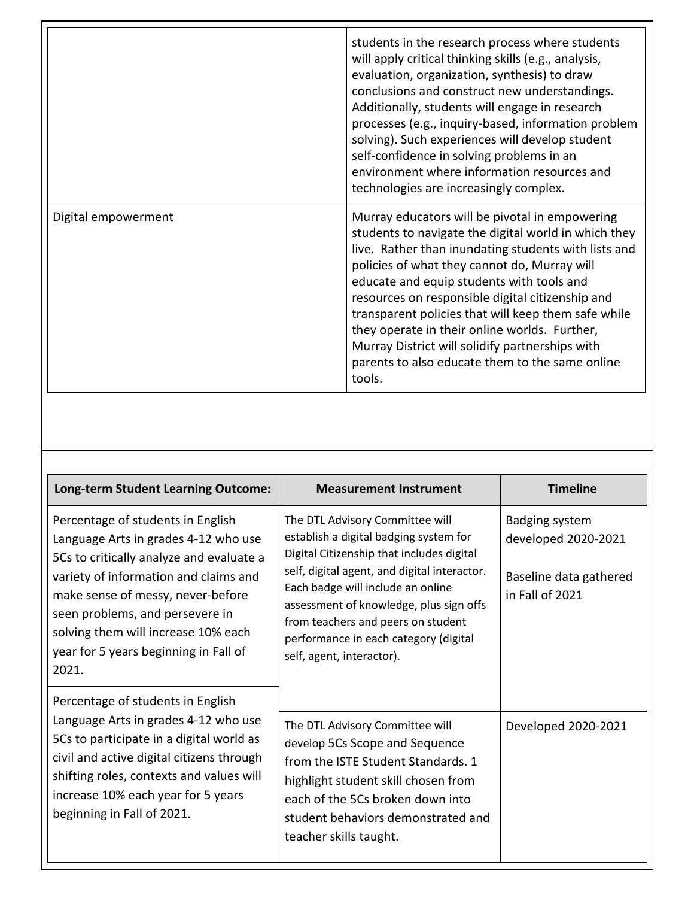| | |
|---|---|
| | students in the research process where students will apply critical thinking skills (e.g., analysis, evaluation, organization, synthesis) to draw conclusions and construct new understandings. Additionally, students will engage in research processes (e.g., inquiry-based, information problem solving). Such experiences will develop student self-confidence in solving problems in an environment where information resources and technologies are increasingly complex. |
| Digital empowerment | Murray educators will be pivotal in empowering students to navigate the digital world in which they live. Rather than inundating students with lists and policies of what they cannot do, Murray will educate and equip students with tools and resources on responsible digital citizenship and transparent policies that will keep them safe while they operate in their online worlds. Further, Murray District will solidify partnerships with parents to also educate them to the same online tools. |

| Long-term Student Learning Outcome: | Measurement Instrument | Timeline |
|---|---|---|
| Percentage of students in English Language Arts in grades 4-12 who use 5Cs to critically analyze and evaluate a variety of information and claims and make sense of messy, never-before seen problems, and persevere in solving them will increase 10% each year for 5 years beginning in Fall of 2021. | The DTL Advisory Committee will establish a digital badging system for Digital Citizenship that includes digital self, digital agent, and digital interactor. Each badge will include an online assessment of knowledge, plus sign offs from teachers and peers on student performance in each category (digital self, agent, interactor). | Badging system developed 2020-2021<br><br>Baseline data gathered in Fall of 2021 |
| Percentage of students in English Language Arts in grades 4-12 who use 5Cs to participate in a digital world as civil and active digital citizens through shifting roles, contexts and values will increase 10% each year for 5 years beginning in Fall of 2021. | The DTL Advisory Committee will develop 5Cs Scope and Sequence from the ISTE Student Standards. 1 highlight student skill chosen from each of the 5Cs broken down into student behaviors demonstrated and teacher skills taught. | Developed 2020-2021 |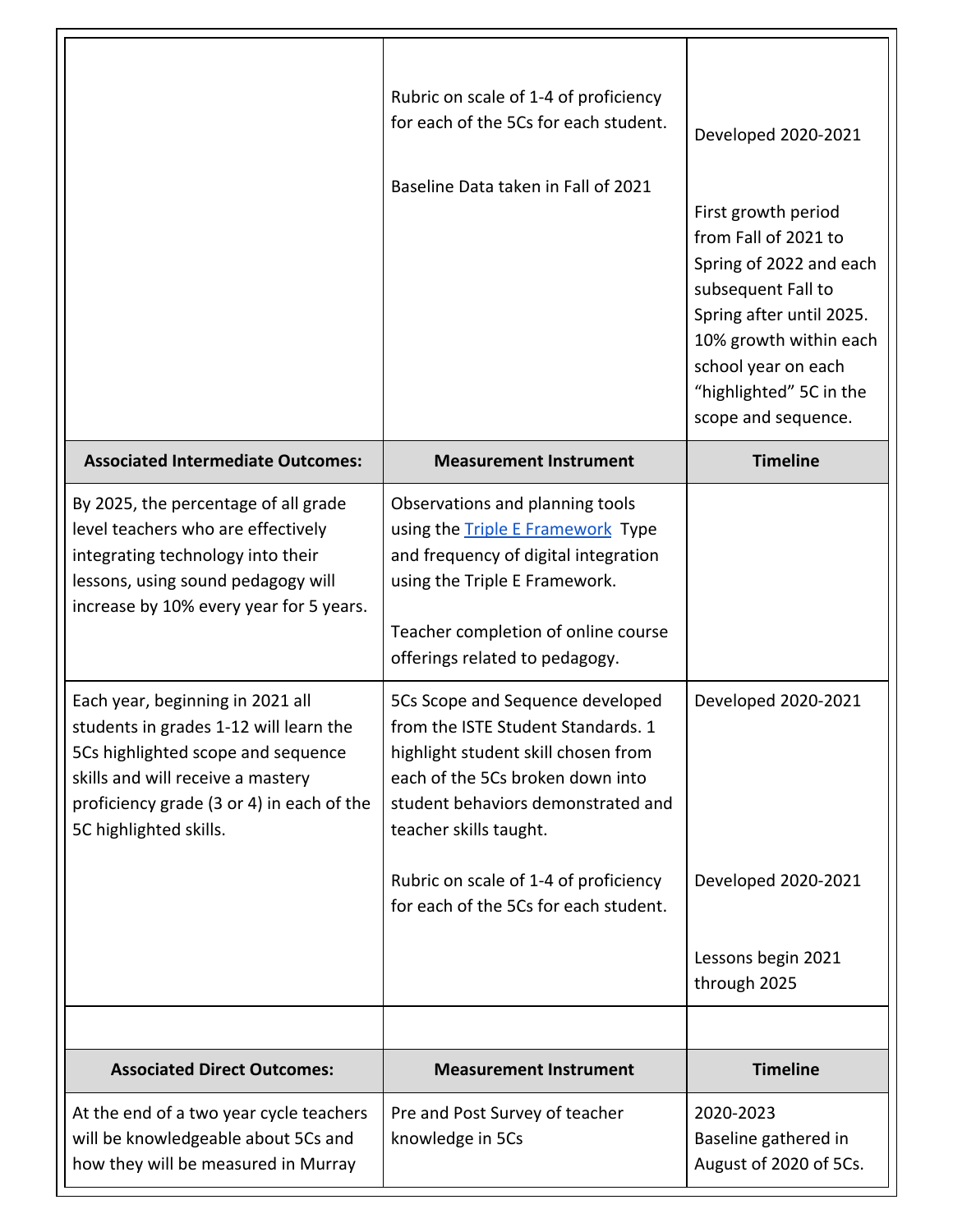| | | |
|---|---|---|
| | Rubric on scale of 1-4 of proficiency for each of the 5Cs for each student.<br><br>Baseline Data taken in Fall of 2021 | Developed 2020-2021<br><br>First growth period from Fall of 2021 to Spring of 2022 and each subsequent Fall to Spring after until 2025. 10% growth within each school year on each "highlighted" 5C in the scope and sequence. |
| **Associated Intermediate Outcomes:** | **Measurement Instrument** | **Timeline** |
| By 2025, the percentage of all grade level teachers who are effectively integrating technology into their lessons, using sound pedagogy will increase by 10% every year for 5 years. | Observations and planning tools using the [Triple E Framework](#) Type and frequency of digital integration using the Triple E Framework.<br><br>Teacher completion of online course offerings related to pedagogy. | |
| Each year, beginning in 2021 all students in grades 1-12 will learn the 5Cs highlighted scope and sequence skills and will receive a mastery proficiency grade (3 or 4) in each of the 5C highlighted skills. | 5Cs Scope and Sequence developed from the ISTE Student Standards. 1 highlight student skill chosen from each of the 5Cs broken down into student behaviors demonstrated and teacher skills taught.<br><br>Rubric on scale of 1-4 of proficiency for each of the 5Cs for each student. | Developed 2020-2021<br><br>Developed 2020-2021<br><br>Lessons begin 2021 through 2025 |
| | | |
| **Associated Direct Outcomes:** | **Measurement Instrument** | **Timeline** |
| At the end of a two year cycle teachers will be knowledgeable about 5Cs and how they will be measured in Murray | Pre and Post Survey of teacher knowledge in 5Cs | 2020-2023<br>Baseline gathered in August of 2020 of 5Cs. |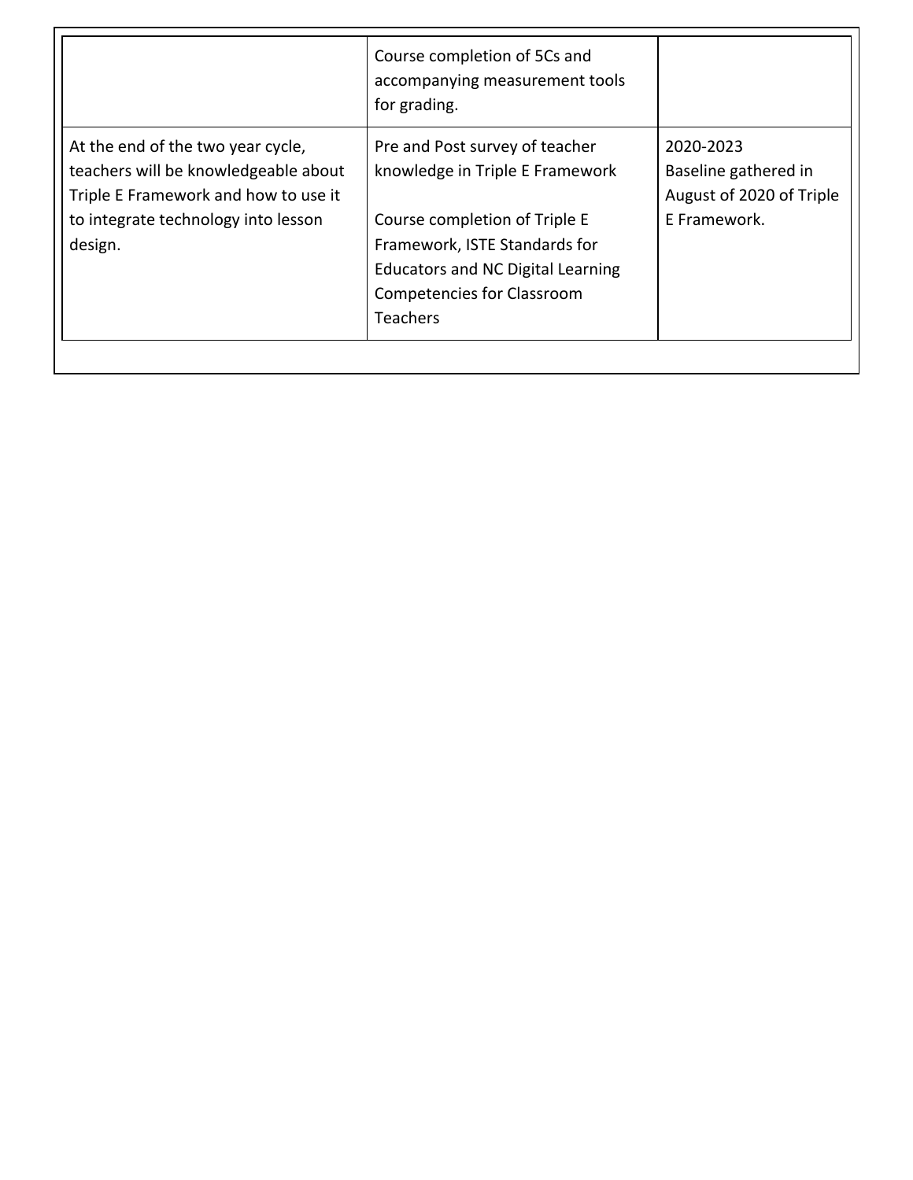| | | |
|---|---|---|
| | Course completion of 5Cs and accompanying measurement tools for grading. | |
| At the end of the two year cycle, teachers will be knowledgeable about Triple E Framework and how to use it to integrate technology into lesson design. | Pre and Post survey of teacher knowledge in Triple E Framework<br><br>Course completion of Triple E Framework, ISTE Standards for Educators and NC Digital Learning Competencies for Classroom Teachers | 2020-2023<br>Baseline gathered in August of 2020 of Triple E Framework. |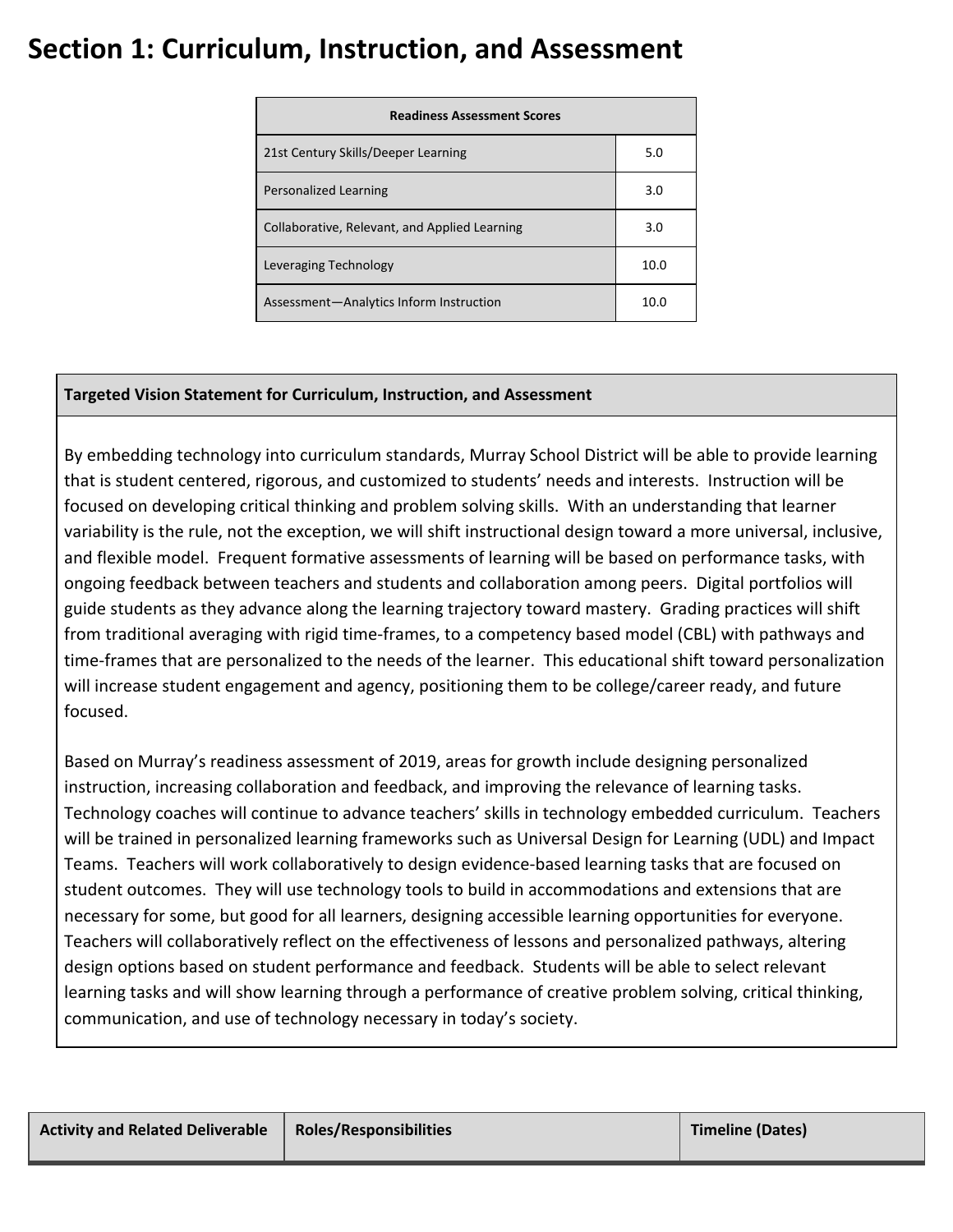# Section 1: Curriculum, Instruction, and Assessment

| Readiness Assessment Scores | |
|---|---|
| 21st Century Skills/Deeper Learning | 5.0 |
| Personalized Learning | 3.0 |
| Collaborative, Relevant, and Applied Learning | 3.0 |
| Leveraging Technology | 10.0 |
| Assessment—Analytics Inform Instruction | 10.0 |

**Targeted Vision Statement for Curriculum, Instruction, and Assessment**

By embedding technology into curriculum standards, Murray School District will be able to provide learning that is student centered, rigorous, and customized to students' needs and interests. Instruction will be focused on developing critical thinking and problem solving skills. With an understanding that learner variability is the rule, not the exception, we will shift instructional design toward a more universal, inclusive, and flexible model. Frequent formative assessments of learning will be based on performance tasks, with ongoing feedback between teachers and students and collaboration among peers. Digital portfolios will guide students as they advance along the learning trajectory toward mastery. Grading practices will shift from traditional averaging with rigid time-frames, to a competency based model (CBL) with pathways and time-frames that are personalized to the needs of the learner. This educational shift toward personalization will increase student engagement and agency, positioning them to be college/career ready, and future focused.

Based on Murray's readiness assessment of 2019, areas for growth include designing personalized instruction, increasing collaboration and feedback, and improving the relevance of learning tasks. Technology coaches will continue to advance teachers' skills in technology embedded curriculum. Teachers will be trained in personalized learning frameworks such as Universal Design for Learning (UDL) and Impact Teams. Teachers will work collaboratively to design evidence-based learning tasks that are focused on student outcomes. They will use technology tools to build in accommodations and extensions that are necessary for some, but good for all learners, designing accessible learning opportunities for everyone. Teachers will collaboratively reflect on the effectiveness of lessons and personalized pathways, altering design options based on student performance and feedback. Students will be able to select relevant learning tasks and will show learning through a performance of creative problem solving, critical thinking, communication, and use of technology necessary in today's society.

| Activity and Related Deliverable | Roles/Responsibilities | Timeline (Dates) |
|---|---|---|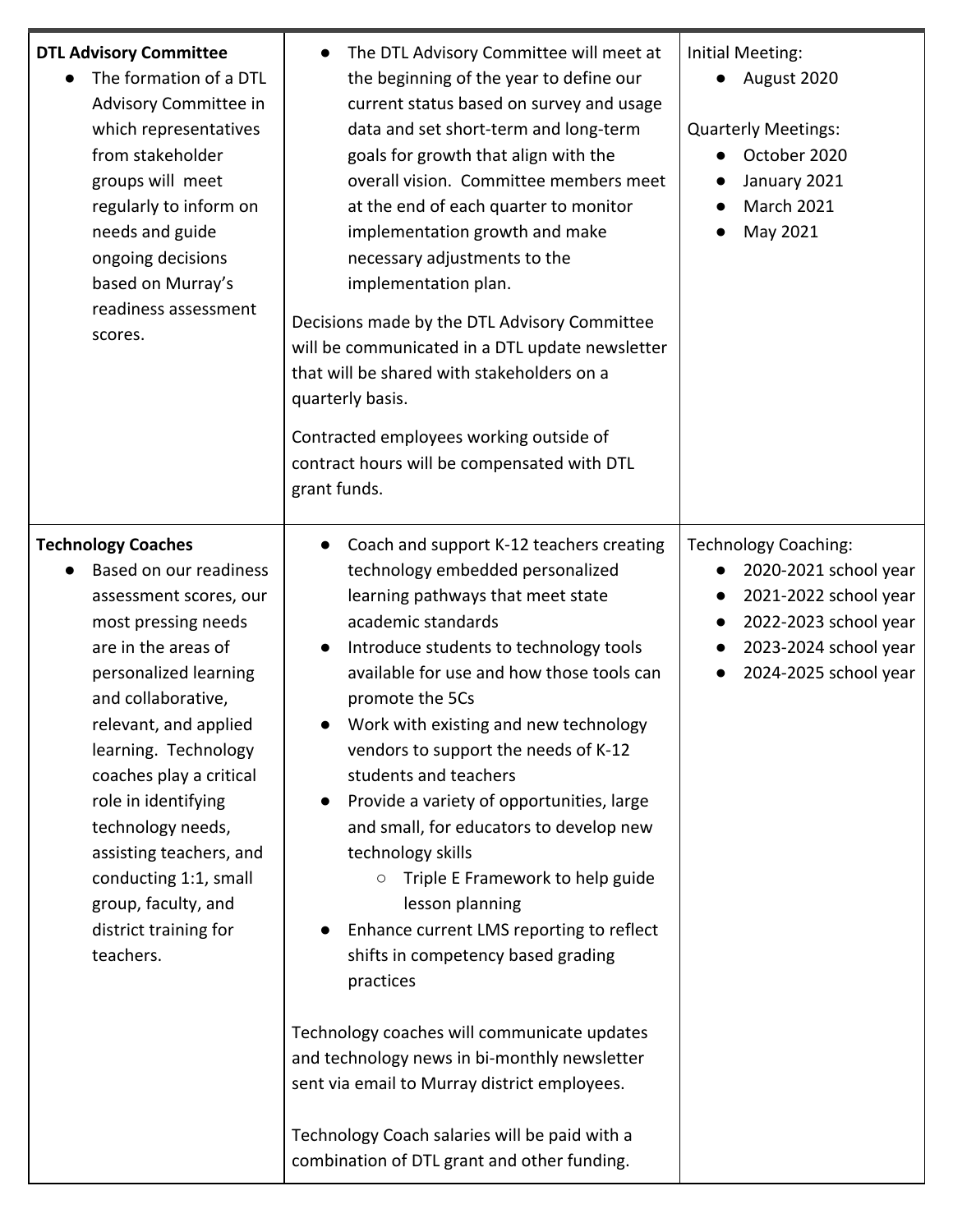| | | |
|---|---|---|
| **DTL Advisory Committee**<br>• The formation of a DTL Advisory Committee in which representatives from stakeholder groups will meet regularly to inform on needs and guide ongoing decisions based on Murray's readiness assessment scores. | • The DTL Advisory Committee will meet at the beginning of the year to define our current status based on survey and usage data and set short-term and long-term goals for growth that align with the overall vision. Committee members meet at the end of each quarter to monitor implementation growth and make necessary adjustments to the implementation plan.<br><br>Decisions made by the DTL Advisory Committee will be communicated in a DTL update newsletter that will be shared with stakeholders on a quarterly basis.<br><br>Contracted employees working outside of contract hours will be compensated with DTL grant funds. | Initial Meeting:<br>• August 2020<br><br>Quarterly Meetings:<br>• October 2020<br>• January 2021<br>• March 2021<br>• May 2021 |
| **Technology Coaches**<br>• Based on our readiness assessment scores, our most pressing needs are in the areas of personalized learning and collaborative, relevant, and applied learning. Technology coaches play a critical role in identifying technology needs, assisting teachers, and conducting 1:1, small group, faculty, and district training for teachers. | • Coach and support K-12 teachers creating technology embedded personalized learning pathways that meet state academic standards<br>• Introduce students to technology tools available for use and how those tools can promote the 5Cs<br>• Work with existing and new technology vendors to support the needs of K-12 students and teachers<br>• Provide a variety of opportunities, large and small, for educators to develop new technology skills<br>&nbsp;&nbsp;&nbsp;&nbsp;○ Triple E Framework to help guide lesson planning<br>• Enhance current LMS reporting to reflect shifts in competency based grading practices<br><br>Technology coaches will communicate updates and technology news in bi-monthly newsletter sent via email to Murray district employees.<br><br>Technology Coach salaries will be paid with a combination of DTL grant and other funding. | Technology Coaching:<br>• 2020-2021 school year<br>• 2021-2022 school year<br>• 2022-2023 school year<br>• 2023-2024 school year<br>• 2024-2025 school year |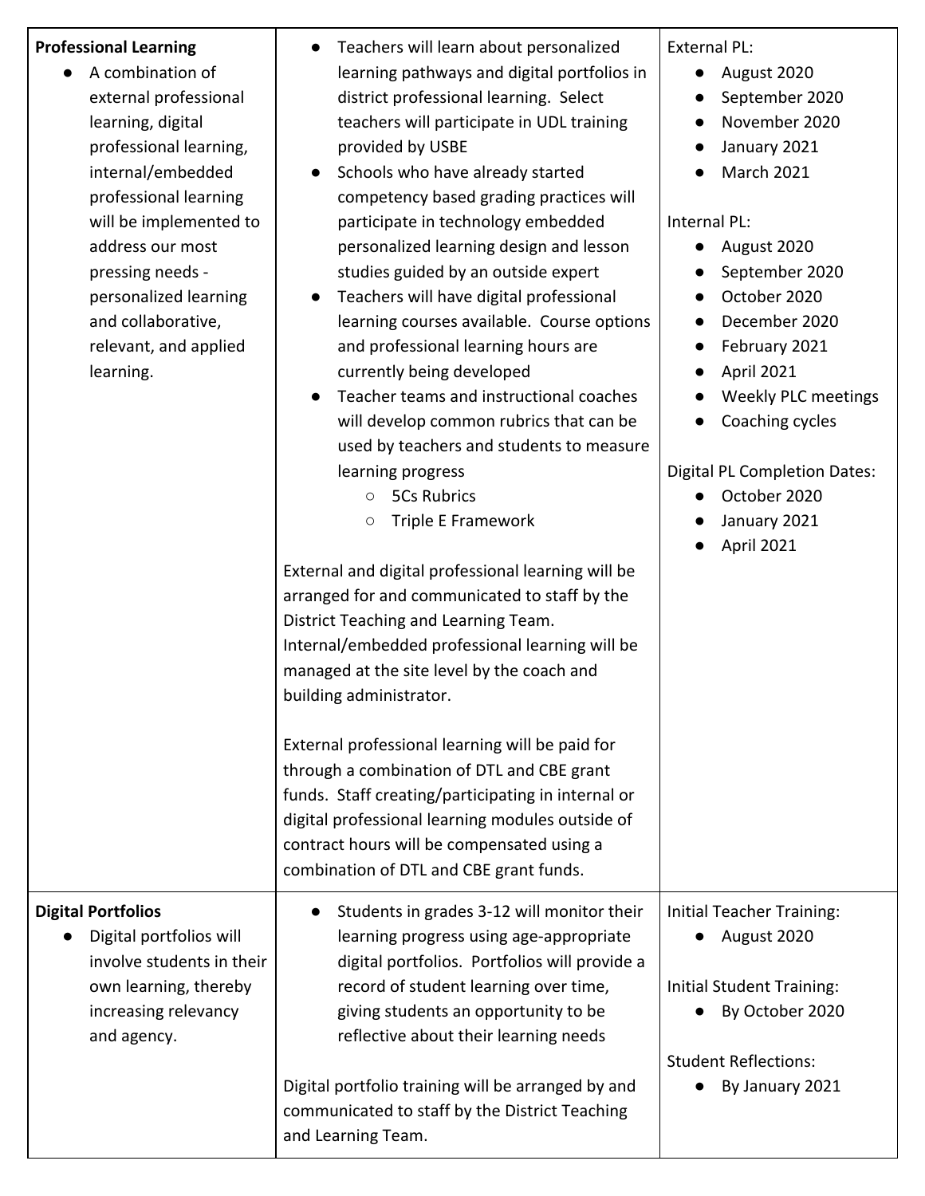| | | |
|---|---|---|
| **Professional Learning**<br>● A combination of external professional learning, digital professional learning, internal/embedded professional learning will be implemented to address our most pressing needs - personalized learning and collaborative, relevant, and applied learning. | ● Teachers will learn about personalized learning pathways and digital portfolios in district professional learning. Select teachers will participate in UDL training provided by USBE<br>● Schools who have already started competency based grading practices will participate in technology embedded personalized learning design and lesson studies guided by an outside expert<br>● Teachers will have digital professional learning courses available. Course options and professional learning hours are currently being developed<br>● Teacher teams and instructional coaches will develop common rubrics that can be used by teachers and students to measure learning progress<br>&nbsp;&nbsp;&nbsp;&nbsp;○ 5Cs Rubrics<br>&nbsp;&nbsp;&nbsp;&nbsp;○ Triple E Framework<br><br>External and digital professional learning will be arranged for and communicated to staff by the District Teaching and Learning Team. Internal/embedded professional learning will be managed at the site level by the coach and building administrator.<br><br>External professional learning will be paid for through a combination of DTL and CBE grant funds. Staff creating/participating in internal or digital professional learning modules outside of contract hours will be compensated using a combination of DTL and CBE grant funds. | External PL:<br>● August 2020<br>● September 2020<br>● November 2020<br>● January 2021<br>● March 2021<br><br>Internal PL:<br>● August 2020<br>● September 2020<br>● October 2020<br>● December 2020<br>● February 2021<br>● April 2021<br>● Weekly PLC meetings<br>● Coaching cycles<br><br>Digital PL Completion Dates:<br>● October 2020<br>● January 2021<br>● April 2021 |
| **Digital Portfolios**<br>● Digital portfolios will involve students in their own learning, thereby increasing relevancy and agency. | ● Students in grades 3-12 will monitor their learning progress using age-appropriate digital portfolios. Portfolios will provide a record of student learning over time, giving students an opportunity to be reflective about their learning needs<br><br>Digital portfolio training will be arranged by and communicated to staff by the District Teaching and Learning Team. | Initial Teacher Training:<br>● August 2020<br><br>Initial Student Training:<br>● By October 2020<br><br>Student Reflections:<br>● By January 2021 |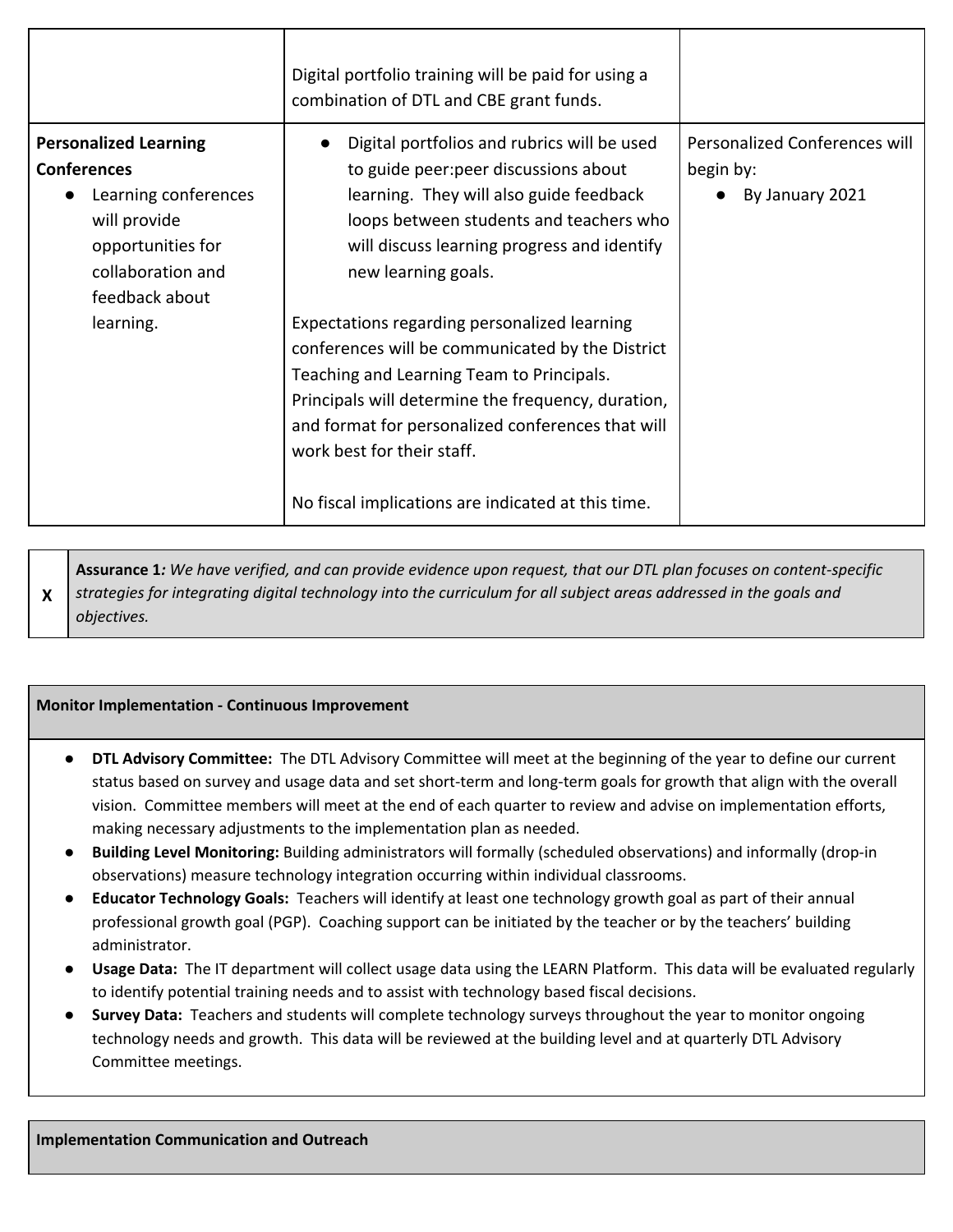| | | |
|---|---|---|
| | Digital portfolio training will be paid for using a combination of DTL and CBE grant funds. | |
| **Personalized Learning Conferences**<br>• Learning conferences will provide opportunities for collaboration and feedback about learning. | • Digital portfolios and rubrics will be used to guide peer:peer discussions about learning. They will also guide feedback loops between students and teachers who will discuss learning progress and identify new learning goals.<br><br>Expectations regarding personalized learning conferences will be communicated by the District Teaching and Learning Team to Principals. Principals will determine the frequency, duration, and format for personalized conferences that will work best for their staff.<br><br>No fiscal implications are indicated at this time. | Personalized Conferences will begin by:<br>• By January 2021 |

| | |
|---|---|
| **X** | **Assurance 1***: We have verified, and can provide evidence upon request, that our DTL plan focuses on content-specific strategies for integrating digital technology into the curriculum for all subject areas addressed in the goals and objectives.* |

**Monitor Implementation - Continuous Improvement**

- **DTL Advisory Committee:** The DTL Advisory Committee will meet at the beginning of the year to define our current status based on survey and usage data and set short-term and long-term goals for growth that align with the overall vision. Committee members will meet at the end of each quarter to review and advise on implementation efforts, making necessary adjustments to the implementation plan as needed.
- **Building Level Monitoring:** Building administrators will formally (scheduled observations) and informally (drop-in observations) measure technology integration occurring within individual classrooms.
- **Educator Technology Goals:** Teachers will identify at least one technology growth goal as part of their annual professional growth goal (PGP). Coaching support can be initiated by the teacher or by the teachers' building administrator.
- **Usage Data:** The IT department will collect usage data using the LEARN Platform. This data will be evaluated regularly to identify potential training needs and to assist with technology based fiscal decisions.
- **Survey Data:** Teachers and students will complete technology surveys throughout the year to monitor ongoing technology needs and growth. This data will be reviewed at the building level and at quarterly DTL Advisory Committee meetings.

**Implementation Communication and Outreach**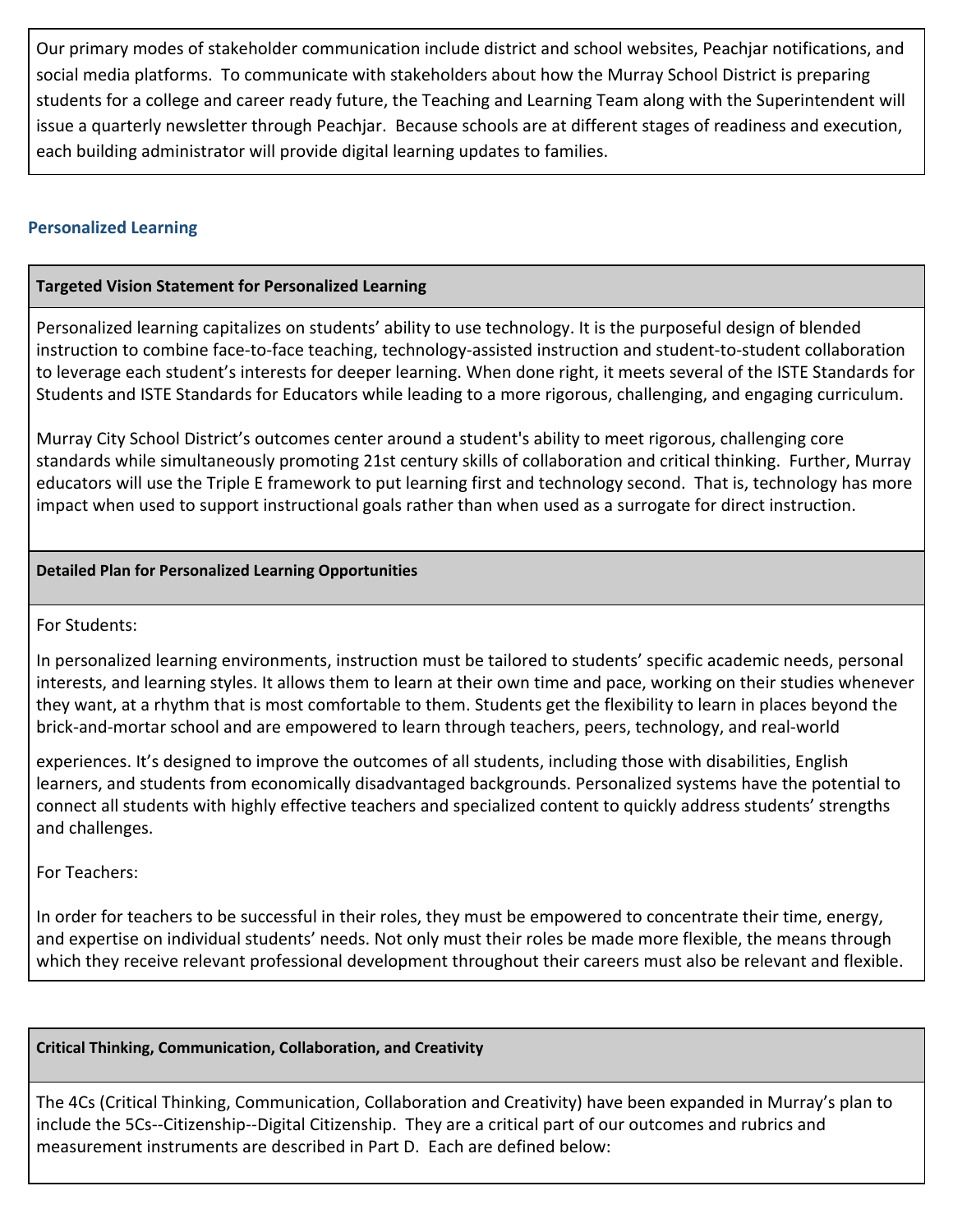Our primary modes of stakeholder communication include district and school websites, Peachjar notifications, and social media platforms. To communicate with stakeholders about how the Murray School District is preparing students for a college and career ready future, the Teaching and Learning Team along with the Superintendent will issue a quarterly newsletter through Peachjar. Because schools are at different stages of readiness and execution, each building administrator will provide digital learning updates to families.

## Personalized Learning

**Targeted Vision Statement for Personalized Learning**

Personalized learning capitalizes on students' ability to use technology. It is the purposeful design of blended instruction to combine face-to-face teaching, technology-assisted instruction and student-to-student collaboration to leverage each student's interests for deeper learning. When done right, it meets several of the ISTE Standards for Students and ISTE Standards for Educators while leading to a more rigorous, challenging, and engaging curriculum.

Murray City School District's outcomes center around a student's ability to meet rigorous, challenging core standards while simultaneously promoting 21st century skills of collaboration and critical thinking. Further, Murray educators will use the Triple E framework to put learning first and technology second. That is, technology has more impact when used to support instructional goals rather than when used as a surrogate for direct instruction.

**Detailed Plan for Personalized Learning Opportunities**

For Students:

In personalized learning environments, instruction must be tailored to students' specific academic needs, personal interests, and learning styles. It allows them to learn at their own time and pace, working on their studies whenever they want, at a rhythm that is most comfortable to them. Students get the flexibility to learn in places beyond the brick-and-mortar school and are empowered to learn through teachers, peers, technology, and real-world experiences. It's designed to improve the outcomes of all students, including those with disabilities, English learners, and students from economically disadvantaged backgrounds. Personalized systems have the potential to connect all students with highly effective teachers and specialized content to quickly address students' strengths and challenges.

For Teachers:

In order for teachers to be successful in their roles, they must be empowered to concentrate their time, energy, and expertise on individual students' needs. Not only must their roles be made more flexible, the means through which they receive relevant professional development throughout their careers must also be relevant and flexible.

**Critical Thinking, Communication, Collaboration, and Creativity**

The 4Cs (Critical Thinking, Communication, Collaboration and Creativity) have been expanded in Murray's plan to include the 5Cs--Citizenship--Digital Citizenship. They are a critical part of our outcomes and rubrics and measurement instruments are described in Part D. Each are defined below: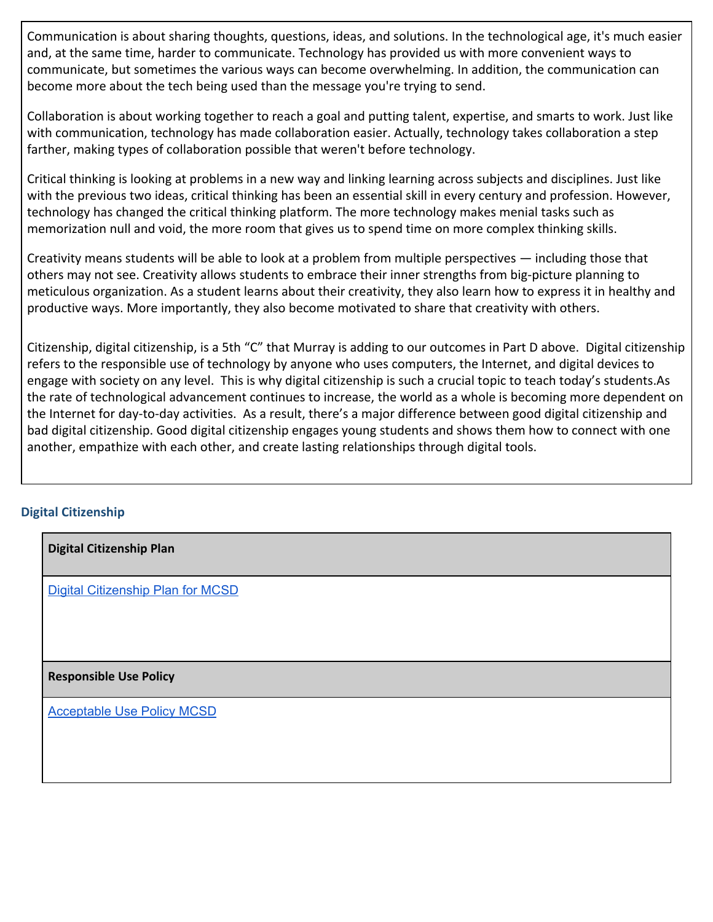Communication is about sharing thoughts, questions, ideas, and solutions. In the technological age, it's much easier and, at the same time, harder to communicate. Technology has provided us with more convenient ways to communicate, but sometimes the various ways can become overwhelming. In addition, the communication can become more about the tech being used than the message you're trying to send.

Collaboration is about working together to reach a goal and putting talent, expertise, and smarts to work. Just like with communication, technology has made collaboration easier. Actually, technology takes collaboration a step farther, making types of collaboration possible that weren't before technology.

Critical thinking is looking at problems in a new way and linking learning across subjects and disciplines. Just like with the previous two ideas, critical thinking has been an essential skill in every century and profession. However, technology has changed the critical thinking platform. The more technology makes menial tasks such as memorization null and void, the more room that gives us to spend time on more complex thinking skills.

Creativity means students will be able to look at a problem from multiple perspectives — including those that others may not see. Creativity allows students to embrace their inner strengths from big-picture planning to meticulous organization. As a student learns about their creativity, they also learn how to express it in healthy and productive ways. More importantly, they also become motivated to share that creativity with others.

Citizenship, digital citizenship, is a 5th "C" that Murray is adding to our outcomes in Part D above. Digital citizenship refers to the responsible use of technology by anyone who uses computers, the Internet, and digital devices to engage with society on any level. This is why digital citizenship is such a crucial topic to teach today's students.As the rate of technological advancement continues to increase, the world as a whole is becoming more dependent on the Internet for day-to-day activities. As a result, there's a major difference between good digital citizenship and bad digital citizenship. Good digital citizenship engages young students and shows them how to connect with one another, empathize with each other, and create lasting relationships through digital tools.

## Digital Citizenship

| **Digital Citizenship Plan** |
| --- |
| Digital Citizenship Plan for MCSD |
| **Responsible Use Policy** |
| Acceptable Use Policy MCSD |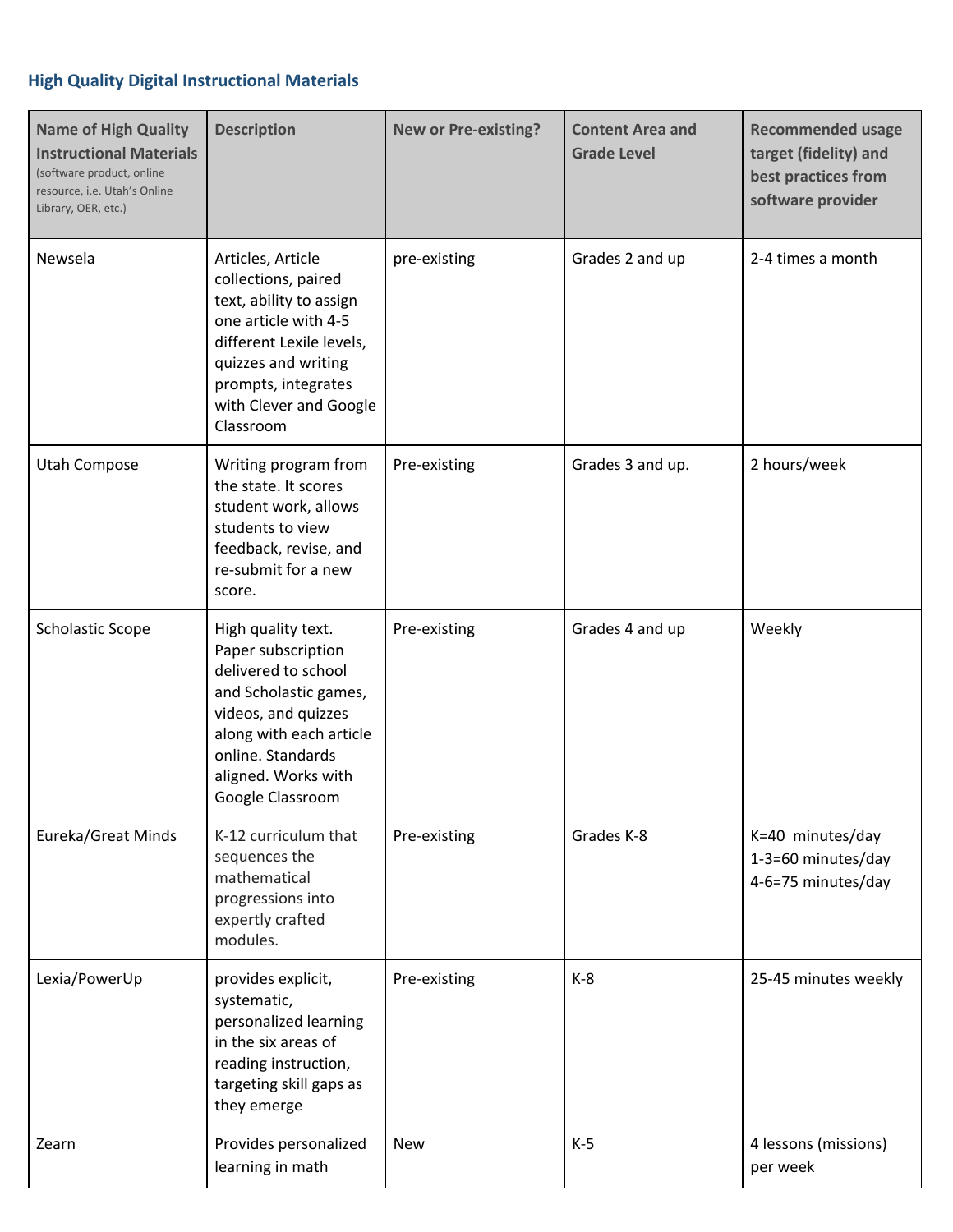## High Quality Digital Instructional Materials

| Name of High Quality Instructional Materials (software product, online resource, i.e. Utah's Online Library, OER, etc.) | Description | New or Pre-existing? | Content Area and Grade Level | Recommended usage target (fidelity) and best practices from software provider |
|---|---|---|---|---|
| Newsela | Articles, Article collections, paired text, ability to assign one article with 4-5 different Lexile levels, quizzes and writing prompts, integrates with Clever and Google Classroom | pre-existing | Grades 2 and up | 2-4 times a month |
| Utah Compose | Writing program from the state. It scores student work, allows students to view feedback, revise, and re-submit for a new score. | Pre-existing | Grades 3 and up. | 2 hours/week |
| Scholastic Scope | High quality text. Paper subscription delivered to school and Scholastic games, videos, and quizzes along with each article online. Standards aligned. Works with Google Classroom | Pre-existing | Grades 4 and up | Weekly |
| Eureka/Great Minds | K-12 curriculum that sequences the mathematical progressions into expertly crafted modules. | Pre-existing | Grades K-8 | K=40 minutes/day<br>1-3=60 minutes/day<br>4-6=75 minutes/day |
| Lexia/PowerUp | provides explicit, systematic, personalized learning in the six areas of reading instruction, targeting skill gaps as they emerge | Pre-existing | K-8 | 25-45 minutes weekly |
| Zearn | Provides personalized learning in math | New | K-5 | 4 lessons (missions) per week |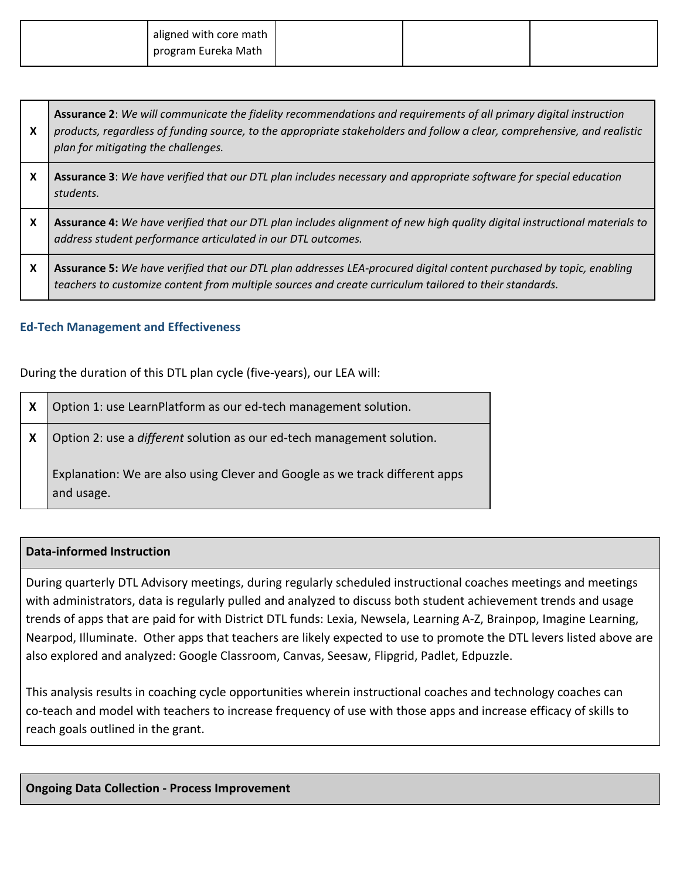|  | aligned with core math program Eureka Math |  |  |  |
|---|---|---|---|---|

| | |
|---|---|
| **X** | **Assurance 2**: *We will communicate the fidelity recommendations and requirements of all primary digital instruction products, regardless of funding source, to the appropriate stakeholders and follow a clear, comprehensive, and realistic plan for mitigating the challenges.* |
| **X** | **Assurance 3**: *We have verified that our DTL plan includes necessary and appropriate software for special education students.* |
| **X** | **Assurance 4:** *We have verified that our DTL plan includes alignment of new high quality digital instructional materials to address student performance articulated in our DTL outcomes.* |
| **X** | **Assurance 5:** *We have verified that our DTL plan addresses LEA-procured digital content purchased by topic, enabling teachers to customize content from multiple sources and create curriculum tailored to their standards.* |

### Ed-Tech Management and Effectiveness

During the duration of this DTL plan cycle (five-years), our LEA will:

| | |
|---|---|
| **X** | Option 1: use LearnPlatform as our ed-tech management solution. |
| **X** | Option 2: use a *different* solution as our ed-tech management solution.<br><br>Explanation: We are also using Clever and Google as we track different apps and usage. |

| **Data-informed Instruction** |
|---|
| During quarterly DTL Advisory meetings, during regularly scheduled instructional coaches meetings and meetings with administrators, data is regularly pulled and analyzed to discuss both student achievement trends and usage trends of apps that are paid for with District DTL funds: Lexia, Newsela, Learning A-Z, Brainpop, Imagine Learning, Nearpod, Illuminate. Other apps that teachers are likely expected to use to promote the DTL levers listed above are also explored and analyzed: Google Classroom, Canvas, Seesaw, Flipgrid, Padlet, Edpuzzle.<br><br>This analysis results in coaching cycle opportunities wherein instructional coaches and technology coaches can co-teach and model with teachers to increase frequency of use with those apps and increase efficacy of skills to reach goals outlined in the grant. |

| **Ongoing Data Collection - Process Improvement** |
|---|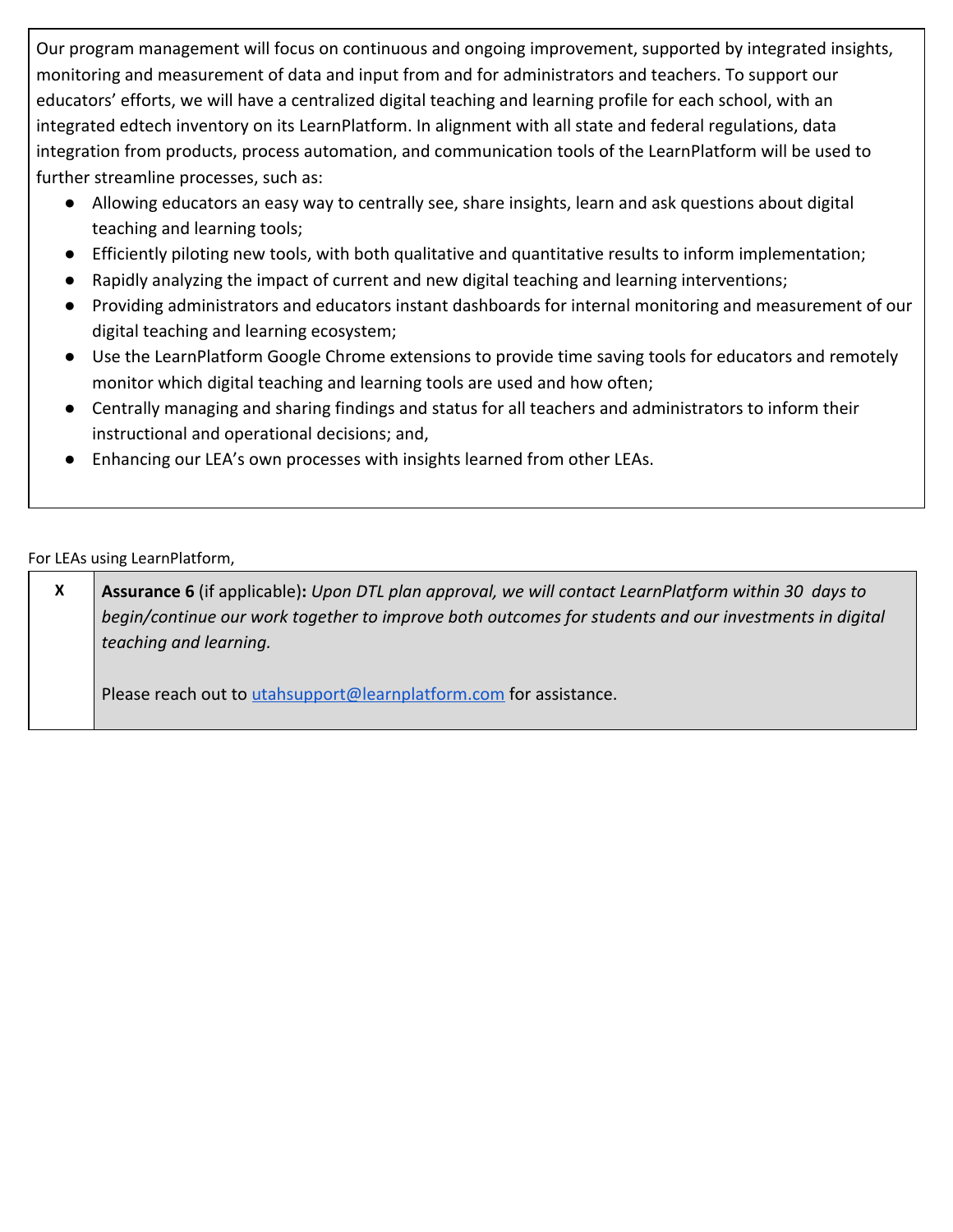Our program management will focus on continuous and ongoing improvement, supported by integrated insights, monitoring and measurement of data and input from and for administrators and teachers. To support our educators' efforts, we will have a centralized digital teaching and learning profile for each school, with an integrated edtech inventory on its LearnPlatform. In alignment with all state and federal regulations, data integration from products, process automation, and communication tools of the LearnPlatform will be used to further streamline processes, such as:

- Allowing educators an easy way to centrally see, share insights, learn and ask questions about digital teaching and learning tools;
- Efficiently piloting new tools, with both qualitative and quantitative results to inform implementation;
- Rapidly analyzing the impact of current and new digital teaching and learning interventions;
- Providing administrators and educators instant dashboards for internal monitoring and measurement of our digital teaching and learning ecosystem;
- Use the LearnPlatform Google Chrome extensions to provide time saving tools for educators and remotely monitor which digital teaching and learning tools are used and how often;
- Centrally managing and sharing findings and status for all teachers and administrators to inform their instructional and operational decisions; and,
- Enhancing our LEA's own processes with insights learned from other LEAs.

For LEAs using LearnPlatform,

| | |
|---|---|
| **X** | **Assurance 6** (if applicable)**:** *Upon DTL plan approval, we will contact LearnPlatform within 30 days to begin/continue our work together to improve both outcomes for students and our investments in digital teaching and learning.*<br><br>Please reach out to utahsupport@learnplatform.com for assistance. |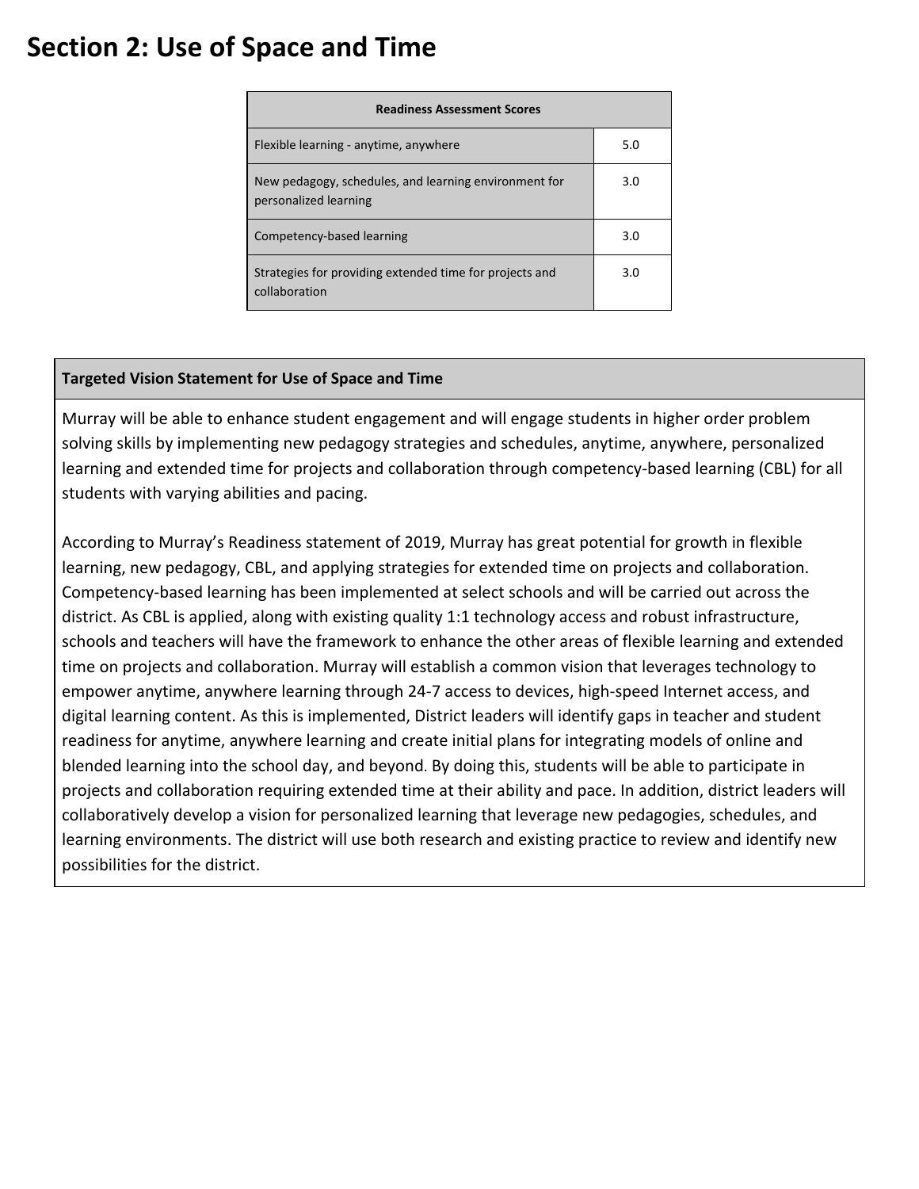# Section 2: Use of Space and Time

| Readiness Assessment Scores | |
|---|---|
| Flexible learning - anytime, anywhere | 5.0 |
| New pedagogy, schedules, and learning environment for personalized learning | 3.0 |
| Competency-based learning | 3.0 |
| Strategies for providing extended time for projects and collaboration | 3.0 |

**Targeted Vision Statement for Use of Space and Time**

Murray will be able to enhance student engagement and will engage students in higher order problem solving skills by implementing new pedagogy strategies and schedules, anytime, anywhere, personalized learning and extended time for projects and collaboration through competency-based learning (CBL) for all students with varying abilities and pacing.

According to Murray's Readiness statement of 2019, Murray has great potential for growth in flexible learning, new pedagogy, CBL, and applying strategies for extended time on projects and collaboration. Competency-based learning has been implemented at select schools and will be carried out across the district. As CBL is applied, along with existing quality 1:1 technology access and robust infrastructure, schools and teachers will have the framework to enhance the other areas of flexible learning and extended time on projects and collaboration. Murray will establish a common vision that leverages technology to empower anytime, anywhere learning through 24-7 access to devices, high-speed Internet access, and digital learning content. As this is implemented, District leaders will identify gaps in teacher and student readiness for anytime, anywhere learning and create initial plans for integrating models of online and blended learning into the school day, and beyond. By doing this, students will be able to participate in projects and collaboration requiring extended time at their ability and pace. In addition, district leaders will collaboratively develop a vision for personalized learning that leverage new pedagogies, schedules, and learning environments. The district will use both research and existing practice to review and identify new possibilities for the district.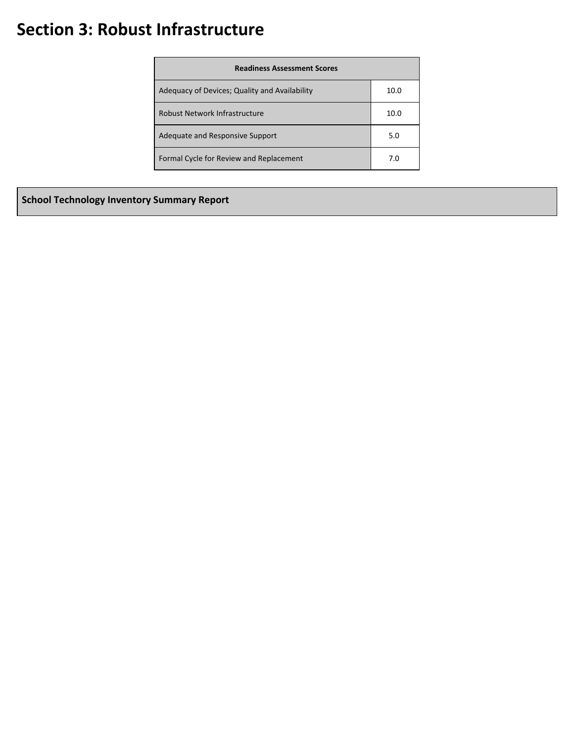# Section 3: Robust Infrastructure

| Readiness Assessment Scores | |
|---|---|
| Adequacy of Devices; Quality and Availability | 10.0 |
| Robust Network Infrastructure | 10.0 |
| Adequate and Responsive Support | 5.0 |
| Formal Cycle for Review and Replacement | 7.0 |

**School Technology Inventory Summary Report**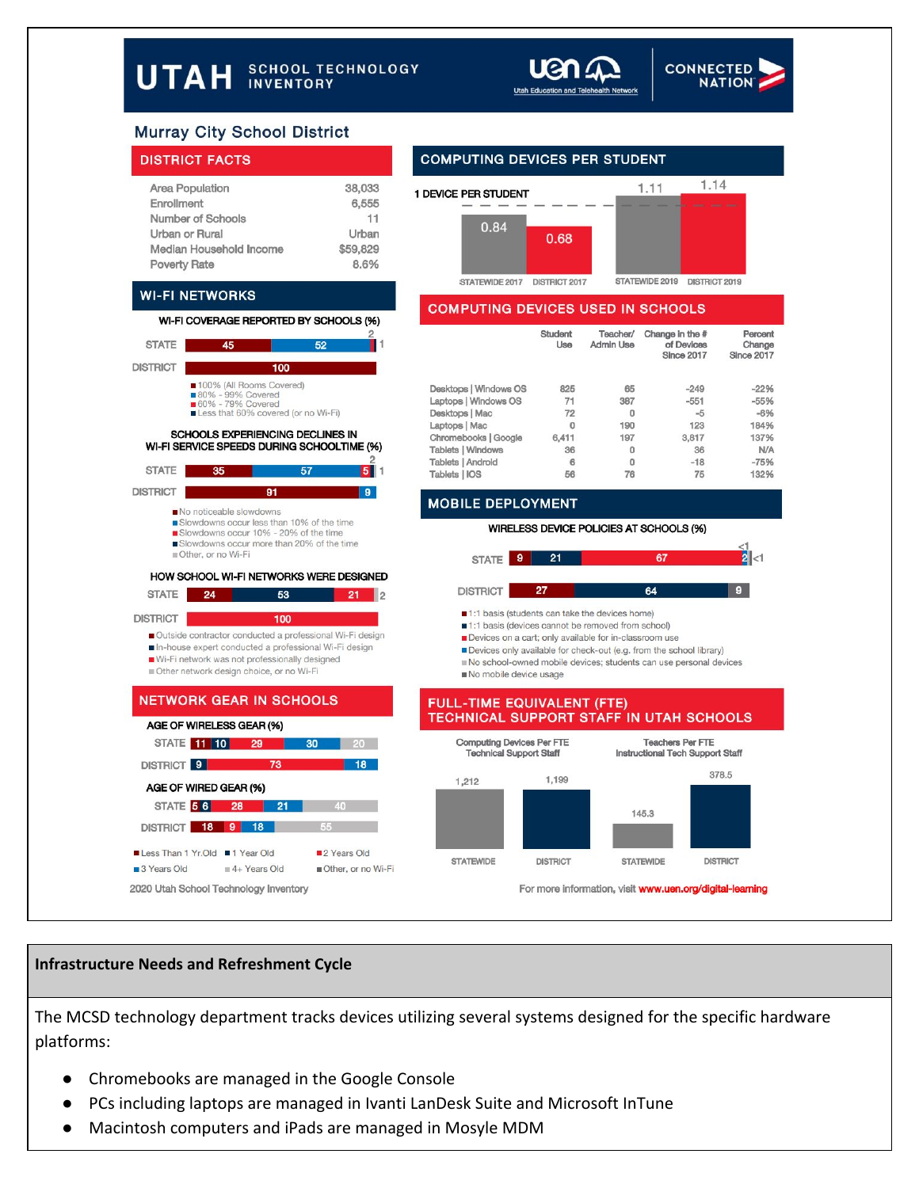# UTAH SCHOOL TECHNOLOGY INVENTORY

uen Utah Education and Telehealth Network | CONNECTED NATION

## Murray City School District

### DISTRICT FACTS

| | |
|---|---|
| Area Population | 38,033 |
| Enrollment | 6,555 |
| Number of Schools | 11 |
| Urban or Rural | Urban |
| Median Household Income | $59,829 |
| Poverty Rate | 8.6% |

### WI-FI NETWORKS

**WI-FI COVERAGE REPORTED BY SCHOOLS (%)**

| | 100% (All Rooms Covered) | 80% - 99% Covered | 60% - 79% Covered | Less that 60% covered (or no Wi-Fi) |
|---|---|---|---|---|
| STATE | 45 | 52 | 2 | 1 |
| DISTRICT | 100 | | | |

**SCHOOLS EXPERIENCING DECLINES IN WI-FI SERVICE SPEEDS DURING SCHOOLTIME (%)**

| | No noticeable slowdowns | Slowdowns occur less than 10% of the time | Slowdowns occur 10% - 20% of the time | Slowdowns occur more than 20% of the time | Other, or no Wi-Fi |
|---|---|---|---|---|---|
| STATE | 35 | 57 | 5 | 2 | 1 |
| DISTRICT | 91 | 9 | | | |

**HOW SCHOOL WI-FI NETWORKS WERE DESIGNED**

| | Outside contractor conducted a professional Wi-Fi design | In-house expert conducted a professional Wi-Fi design | Wi-Fi network was not professionally designed | Other network design choice, or no Wi-Fi |
|---|---|---|---|---|
| STATE | 24 | 53 | 21 | 2 |
| DISTRICT | 100 | | | |

### NETWORK GEAR IN SCHOOLS

**AGE OF WIRELESS GEAR (%)**

| | Less Than 1 Yr.Old | 1 Year Old | 2 Years Old | 3 Years Old | 4+ Years Old |
|---|---|---|---|---|---|
| STATE | 11 | 10 | 29 | 30 | 20 |
| DISTRICT | | 9 | 73 | 18 | |

**AGE OF WIRED GEAR (%)**

| | Less Than 1 Yr.Old | 1 Year Old | 2 Years Old | 3 Years Old | 4+ Years Old |
|---|---|---|---|---|---|
| STATE | 5 | 6 | 28 | 21 | 40 |
| DISTRICT | 18 | | 9 | 18 | 55 |

Legend: Less Than 1 Yr.Old; 1 Year Old; 2 Years Old; 3 Years Old; 4+ Years Old; Other, or no Wi-Fi

2020 Utah School Technology Inventory

### COMPUTING DEVICES PER STUDENT

1 DEVICE PER STUDENT

| STATEWIDE 2017 | DISTRICT 2017 | STATEWIDE 2019 | DISTRICT 2019 |
|---|---|---|---|
| 0.84 | 0.68 | 1.11 | 1.14 |

### COMPUTING DEVICES USED IN SCHOOLS

| | Student Use | Teacher/ Admin Use | Change in the # of Devices Since 2017 | Percent Change Since 2017 |
|---|---|---|---|---|
| Desktops \| Windows OS | 825 | 65 | -249 | -22% |
| Laptops \| Windows OS | 71 | 387 | -551 | -55% |
| Desktops \| Mac | 72 | 0 | -5 | -6% |
| Laptops \| Mac | 0 | 190 | 123 | 184% |
| Chromebooks \| Google | 6,411 | 197 | 3,817 | 137% |
| Tablets \| Windows | 36 | 0 | 36 | N/A |
| Tablets \| Android | 6 | 0 | -18 | -75% |
| Tablets \| IOS | 56 | 76 | 75 | 132% |

### MOBILE DEPLOYMENT

**WIRELESS DEVICE POLICIES AT SCHOOLS (%)**

| | 1:1 basis (students can take the devices home) | 1:1 basis (devices cannot be removed from school) | Devices on a cart; only available for in-classroom use | Devices only available for check-out (e.g. from the school library) | No school-owned mobile devices; students can use personal devices | No mobile device usage |
|---|---|---|---|---|---|---|
| STATE | 9 | 21 | 67 | 2 | <1 | <1 |
| DISTRICT | 27 | 64 | | | 9 | |

### FULL-TIME EQUIVALENT (FTE) TECHNICAL SUPPORT STAFF IN UTAH SCHOOLS

| | STATEWIDE | DISTRICT |
|---|---|---|
| Computing Devices Per FTE Technical Support Staff | 1,212 | 1,199 |
| Teachers Per FTE Instructional Tech Support Staff | 145.3 | 378.5 |

For more information, visit www.uen.org/digital-learning

## Infrastructure Needs and Refreshment Cycle

The MCSD technology department tracks devices utilizing several systems designed for the specific hardware platforms:

- Chromebooks are managed in the Google Console
- PCs including laptops are managed in Ivanti LanDesk Suite and Microsoft InTune
- Macintosh computers and iPads are managed in Mosyle MDM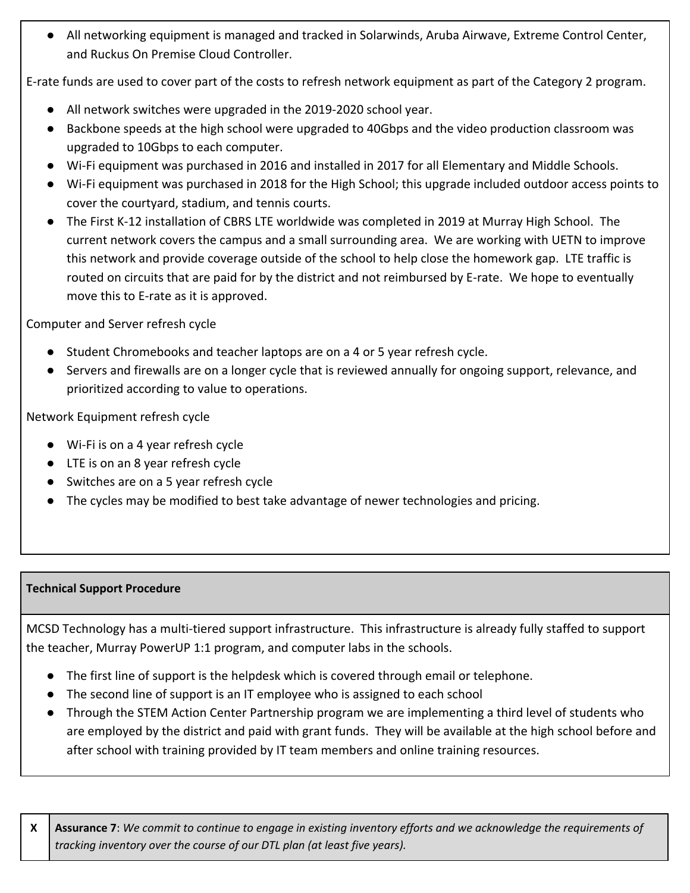- All networking equipment is managed and tracked in Solarwinds, Aruba Airwave, Extreme Control Center, and Ruckus On Premise Cloud Controller.

E-rate funds are used to cover part of the costs to refresh network equipment as part of the Category 2 program.

- All network switches were upgraded in the 2019-2020 school year.
- Backbone speeds at the high school were upgraded to 40Gbps and the video production classroom was upgraded to 10Gbps to each computer.
- Wi-Fi equipment was purchased in 2016 and installed in 2017 for all Elementary and Middle Schools.
- Wi-Fi equipment was purchased in 2018 for the High School; this upgrade included outdoor access points to cover the courtyard, stadium, and tennis courts.
- The First K-12 installation of CBRS LTE worldwide was completed in 2019 at Murray High School. The current network covers the campus and a small surrounding area. We are working with UETN to improve this network and provide coverage outside of the school to help close the homework gap. LTE traffic is routed on circuits that are paid for by the district and not reimbursed by E-rate. We hope to eventually move this to E-rate as it is approved.

Computer and Server refresh cycle

- Student Chromebooks and teacher laptops are on a 4 or 5 year refresh cycle.
- Servers and firewalls are on a longer cycle that is reviewed annually for ongoing support, relevance, and prioritized according to value to operations.

Network Equipment refresh cycle

- Wi-Fi is on a 4 year refresh cycle
- LTE is on an 8 year refresh cycle
- Switches are on a 5 year refresh cycle
- The cycles may be modified to best take advantage of newer technologies and pricing.

**Technical Support Procedure**

MCSD Technology has a multi-tiered support infrastructure. This infrastructure is already fully staffed to support the teacher, Murray PowerUP 1:1 program, and computer labs in the schools.

- The first line of support is the helpdesk which is covered through email or telephone.
- The second line of support is an IT employee who is assigned to each school
- Through the STEM Action Center Partnership program we are implementing a third level of students who are employed by the district and paid with grant funds. They will be available at the high school before and after school with training provided by IT team members and online training resources.

| X | **Assurance 7**: *We commit to continue to engage in existing inventory efforts and we acknowledge the requirements of tracking inventory over the course of our DTL plan (at least five years).* |
|---|---|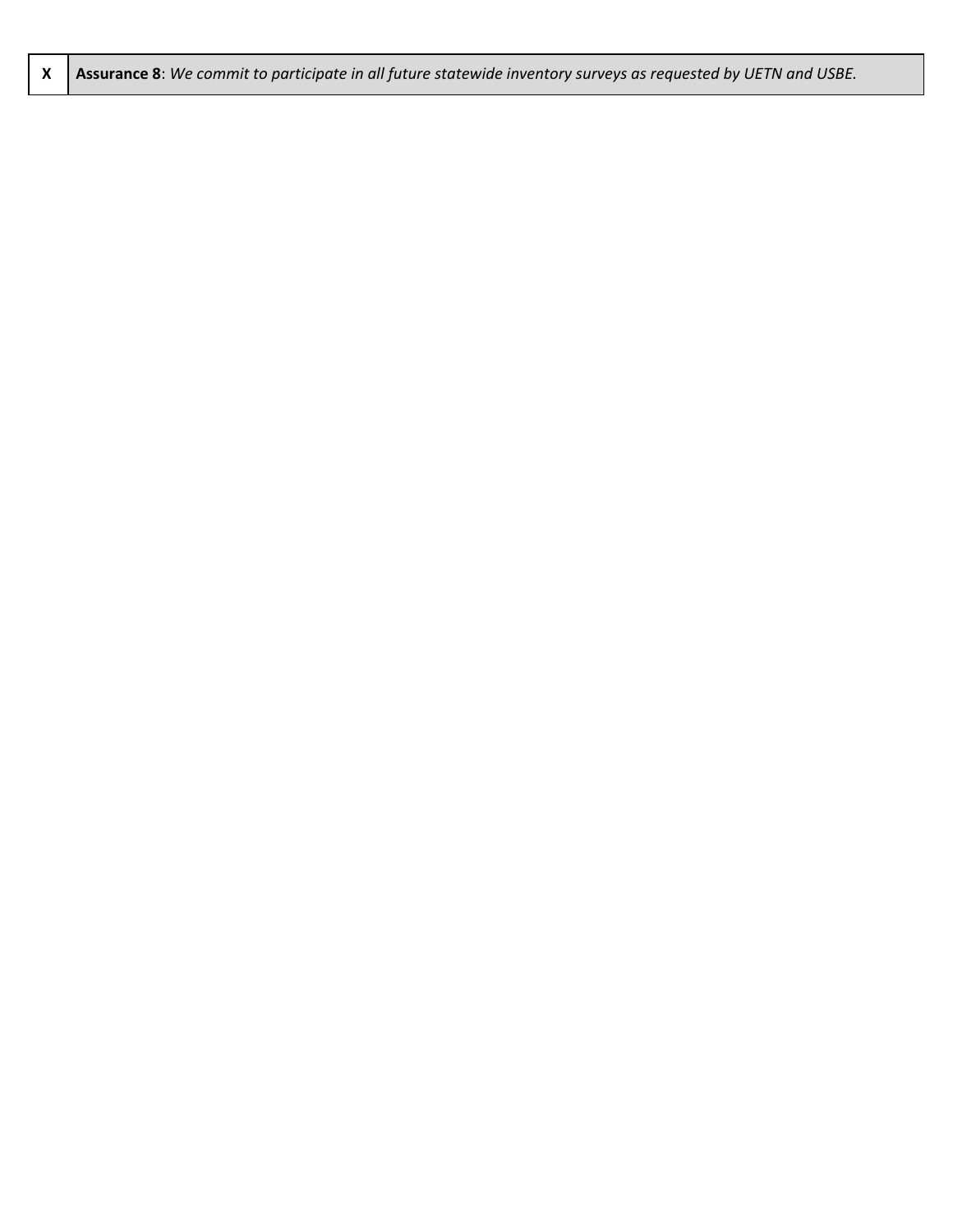| | |
|---|---|
| **X** | **Assurance 8**: *We commit to participate in all future statewide inventory surveys as requested by UETN and USBE.* |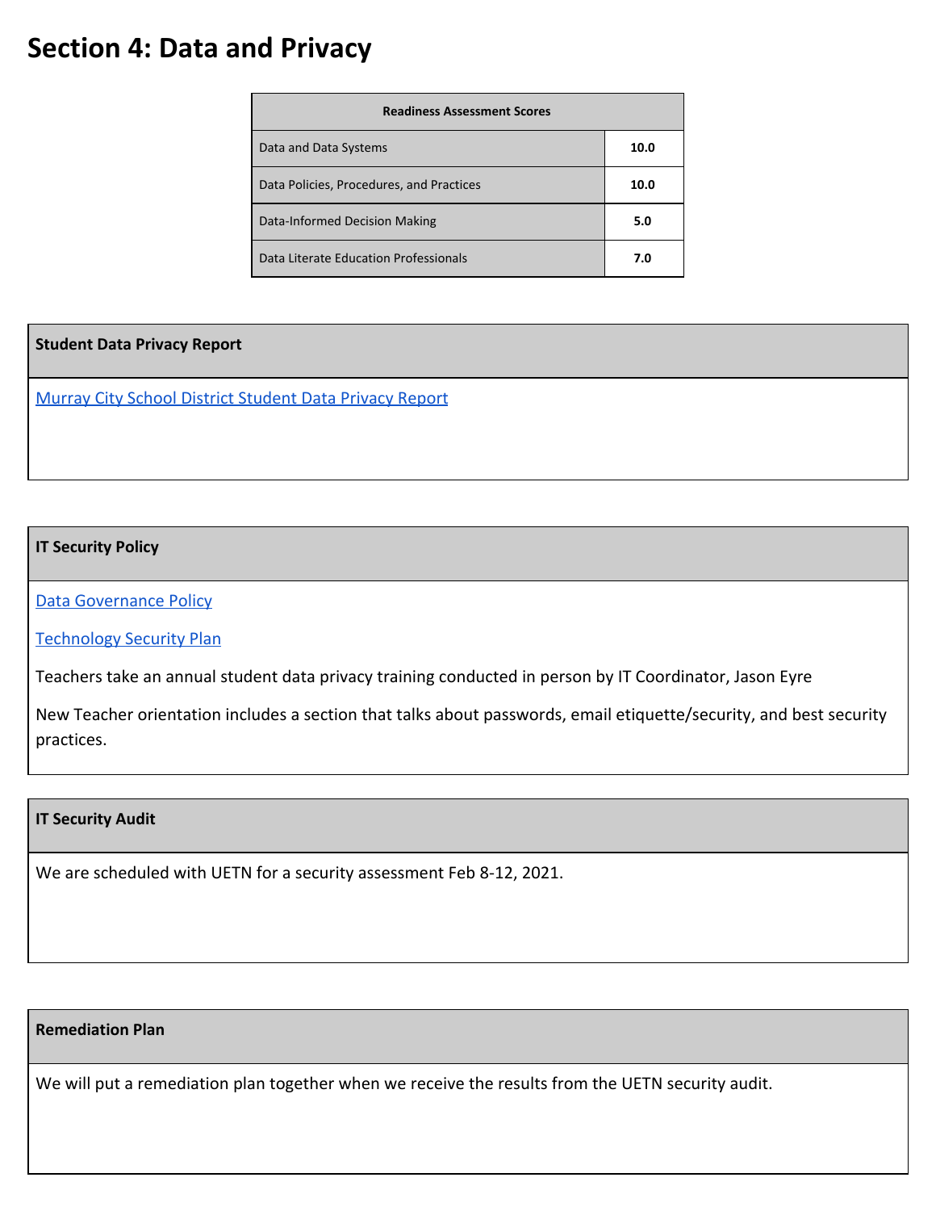# Section 4: Data and Privacy

| Readiness Assessment Scores | |
|---|---|
| Data and Data Systems | **10.0** |
| Data Policies, Procedures, and Practices | **10.0** |
| Data-Informed Decision Making | **5.0** |
| Data Literate Education Professionals | **7.0** |

**Student Data Privacy Report**

Murray City School District Student Data Privacy Report

**IT Security Policy**

Data Governance Policy

Technology Security Plan

Teachers take an annual student data privacy training conducted in person by IT Coordinator, Jason Eyre

New Teacher orientation includes a section that talks about passwords, email etiquette/security, and best security practices.

**IT Security Audit**

We are scheduled with UETN for a security assessment Feb 8-12, 2021.

**Remediation Plan**

We will put a remediation plan together when we receive the results from the UETN security audit.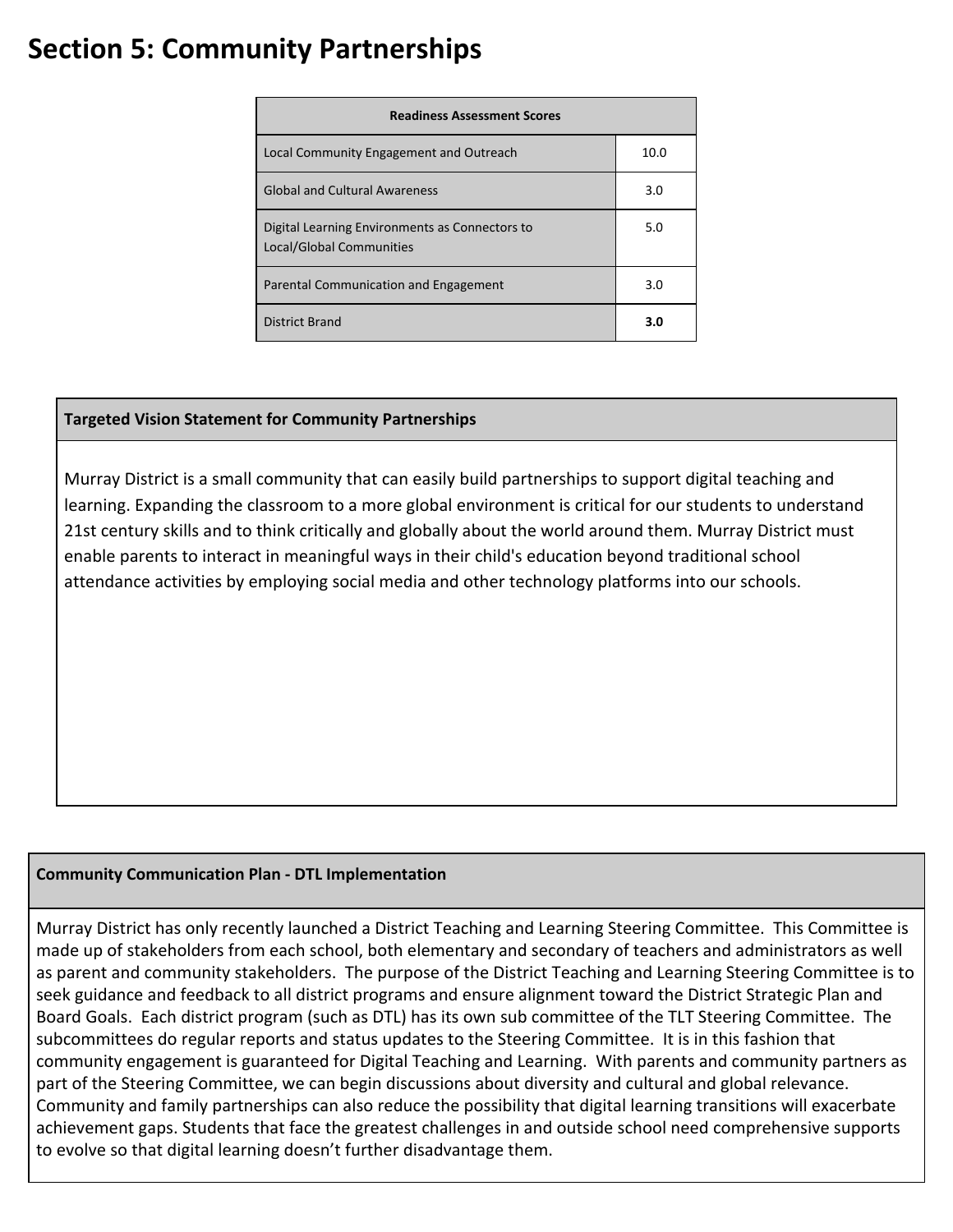# Section 5: Community Partnerships

| Readiness Assessment Scores | |
|---|---|
| Local Community Engagement and Outreach | 10.0 |
| Global and Cultural Awareness | 3.0 |
| Digital Learning Environments as Connectors to Local/Global Communities | 5.0 |
| Parental Communication and Engagement | 3.0 |
| District Brand | **3.0** |

**Targeted Vision Statement for Community Partnerships**

Murray District is a small community that can easily build partnerships to support digital teaching and learning. Expanding the classroom to a more global environment is critical for our students to understand 21st century skills and to think critically and globally about the world around them. Murray District must enable parents to interact in meaningful ways in their child's education beyond traditional school attendance activities by employing social media and other technology platforms into our schools.

**Community Communication Plan - DTL Implementation**

Murray District has only recently launched a District Teaching and Learning Steering Committee. This Committee is made up of stakeholders from each school, both elementary and secondary of teachers and administrators as well as parent and community stakeholders. The purpose of the District Teaching and Learning Steering Committee is to seek guidance and feedback to all district programs and ensure alignment toward the District Strategic Plan and Board Goals. Each district program (such as DTL) has its own sub committee of the TLT Steering Committee. The subcommittees do regular reports and status updates to the Steering Committee. It is in this fashion that community engagement is guaranteed for Digital Teaching and Learning. With parents and community partners as part of the Steering Committee, we can begin discussions about diversity and cultural and global relevance. Community and family partnerships can also reduce the possibility that digital learning transitions will exacerbate achievement gaps. Students that face the greatest challenges in and outside school need comprehensive supports to evolve so that digital learning doesn't further disadvantage them.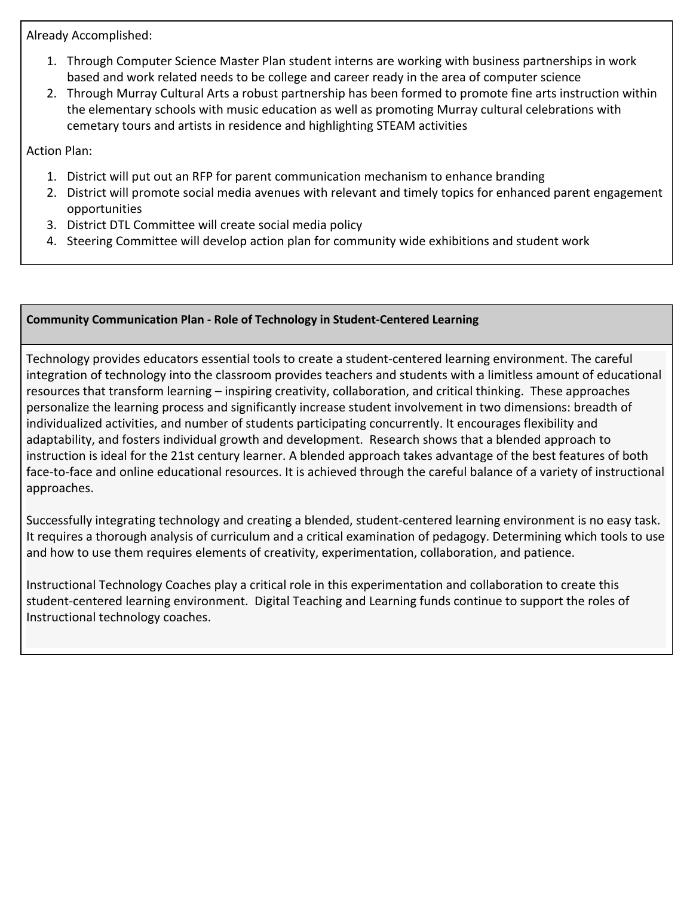Already Accomplished:

1. Through Computer Science Master Plan student interns are working with business partnerships in work based and work related needs to be college and career ready in the area of computer science
2. Through Murray Cultural Arts a robust partnership has been formed to promote fine arts instruction within the elementary schools with music education as well as promoting Murray cultural celebrations with cemetary tours and artists in residence and highlighting STEAM activities

Action Plan:

1. District will put out an RFP for parent communication mechanism to enhance branding
2. District will promote social media avenues with relevant and timely topics for enhanced parent engagement opportunities
3. District DTL Committee will create social media policy
4. Steering Committee will develop action plan for community wide exhibitions and student work

**Community Communication Plan - Role of Technology in Student-Centered Learning**

Technology provides educators essential tools to create a student-centered learning environment. The careful integration of technology into the classroom provides teachers and students with a limitless amount of educational resources that transform learning – inspiring creativity, collaboration, and critical thinking. These approaches personalize the learning process and significantly increase student involvement in two dimensions: breadth of individualized activities, and number of students participating concurrently. It encourages flexibility and adaptability, and fosters individual growth and development. Research shows that a blended approach to instruction is ideal for the 21st century learner. A blended approach takes advantage of the best features of both face-to-face and online educational resources. It is achieved through the careful balance of a variety of instructional approaches.

Successfully integrating technology and creating a blended, student-centered learning environment is no easy task. It requires a thorough analysis of curriculum and a critical examination of pedagogy. Determining which tools to use and how to use them requires elements of creativity, experimentation, collaboration, and patience.

Instructional Technology Coaches play a critical role in this experimentation and collaboration to create this student-centered learning environment. Digital Teaching and Learning funds continue to support the roles of Instructional technology coaches.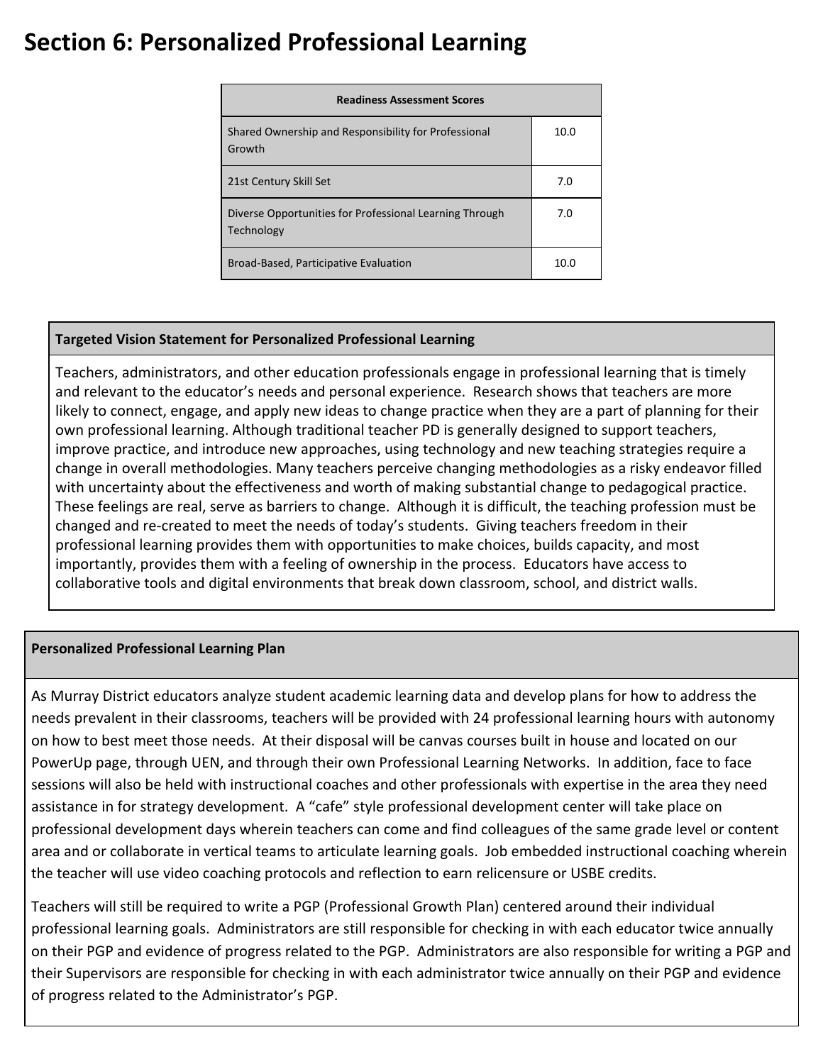# Section 6: Personalized Professional Learning

| Readiness Assessment Scores | |
|---|---|
| Shared Ownership and Responsibility for Professional Growth | 10.0 |
| 21st Century Skill Set | 7.0 |
| Diverse Opportunities for Professional Learning Through Technology | 7.0 |
| Broad-Based, Participative Evaluation | 10.0 |

**Targeted Vision Statement for Personalized Professional Learning**

Teachers, administrators, and other education professionals engage in professional learning that is timely and relevant to the educator's needs and personal experience. Research shows that teachers are more likely to connect, engage, and apply new ideas to change practice when they are a part of planning for their own professional learning. Although traditional teacher PD is generally designed to support teachers, improve practice, and introduce new approaches, using technology and new teaching strategies require a change in overall methodologies. Many teachers perceive changing methodologies as a risky endeavor filled with uncertainty about the effectiveness and worth of making substantial change to pedagogical practice. These feelings are real, serve as barriers to change. Although it is difficult, the teaching profession must be changed and re-created to meet the needs of today's students. Giving teachers freedom in their professional learning provides them with opportunities to make choices, builds capacity, and most importantly, provides them with a feeling of ownership in the process. Educators have access to collaborative tools and digital environments that break down classroom, school, and district walls.

**Personalized Professional Learning Plan**

As Murray District educators analyze student academic learning data and develop plans for how to address the needs prevalent in their classrooms, teachers will be provided with 24 professional learning hours with autonomy on how to best meet those needs. At their disposal will be canvas courses built in house and located on our PowerUp page, through UEN, and through their own Professional Learning Networks. In addition, face to face sessions will also be held with instructional coaches and other professionals with expertise in the area they need assistance in for strategy development. A "cafe" style professional development center will take place on professional development days wherein teachers can come and find colleagues of the same grade level or content area and or collaborate in vertical teams to articulate learning goals. Job embedded instructional coaching wherein the teacher will use video coaching protocols and reflection to earn relicensure or USBE credits.

Teachers will still be required to write a PGP (Professional Growth Plan) centered around their individual professional learning goals. Administrators are still responsible for checking in with each educator twice annually on their PGP and evidence of progress related to the PGP. Administrators are also responsible for writing a PGP and their Supervisors are responsible for checking in with each administrator twice annually on their PGP and evidence of progress related to the Administrator's PGP.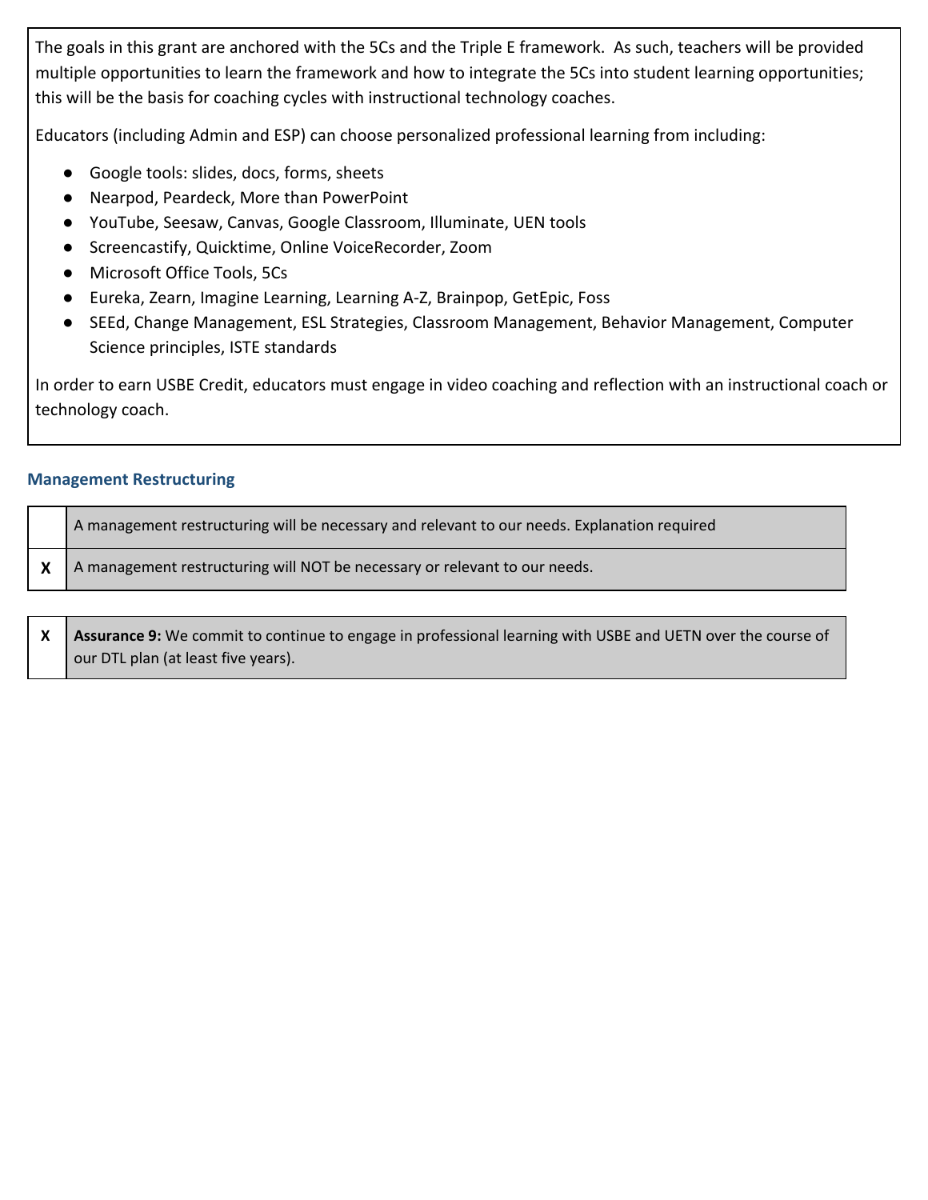The goals in this grant are anchored with the 5Cs and the Triple E framework. As such, teachers will be provided multiple opportunities to learn the framework and how to integrate the 5Cs into student learning opportunities; this will be the basis for coaching cycles with instructional technology coaches.

Educators (including Admin and ESP) can choose personalized professional learning from including:

- Google tools: slides, docs, forms, sheets
- Nearpod, Peardeck, More than PowerPoint
- YouTube, Seesaw, Canvas, Google Classroom, Illuminate, UEN tools
- Screencastify, Quicktime, Online VoiceRecorder, Zoom
- Microsoft Office Tools, 5Cs
- Eureka, Zearn, Imagine Learning, Learning A-Z, Brainpop, GetEpic, Foss
- SEEd, Change Management, ESL Strategies, Classroom Management, Behavior Management, Computer Science principles, ISTE standards

In order to earn USBE Credit, educators must engage in video coaching and reflection with an instructional coach or technology coach.

### Management Restructuring

| | |
|---|---|
| | A management restructuring will be necessary and relevant to our needs. Explanation required |
| **X** | A management restructuring will NOT be necessary or relevant to our needs. |

| | |
|---|---|
| **X** | **Assurance 9:** We commit to continue to engage in professional learning with USBE and UETN over the course of our DTL plan (at least five years). |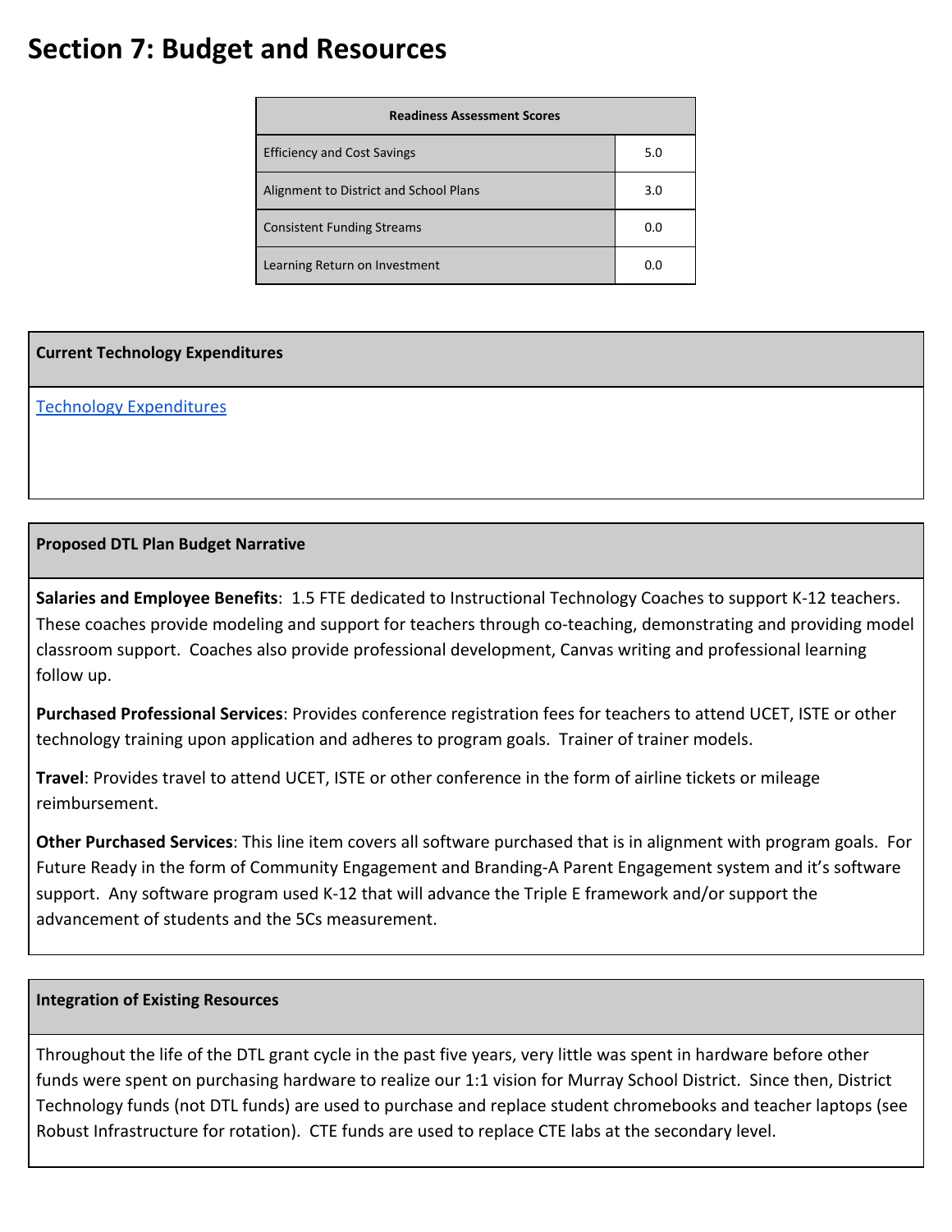# Section 7: Budget and Resources

| Readiness Assessment Scores | |
|---|---|
| Efficiency and Cost Savings | 5.0 |
| Alignment to District and School Plans | 3.0 |
| Consistent Funding Streams | 0.0 |
| Learning Return on Investment | 0.0 |

**Current Technology Expenditures**

[Technology Expenditures]

**Proposed DTL Plan Budget Narrative**

**Salaries and Employee Benefits**: 1.5 FTE dedicated to Instructional Technology Coaches to support K-12 teachers. These coaches provide modeling and support for teachers through co-teaching, demonstrating and providing model classroom support. Coaches also provide professional development, Canvas writing and professional learning follow up.

**Purchased Professional Services**: Provides conference registration fees for teachers to attend UCET, ISTE or other technology training upon application and adheres to program goals. Trainer of trainer models.

**Travel**: Provides travel to attend UCET, ISTE or other conference in the form of airline tickets or mileage reimbursement.

**Other Purchased Services**: This line item covers all software purchased that is in alignment with program goals. For Future Ready in the form of Community Engagement and Branding-A Parent Engagement system and it's software support. Any software program used K-12 that will advance the Triple E framework and/or support the advancement of students and the 5Cs measurement.

**Integration of Existing Resources**

Throughout the life of the DTL grant cycle in the past five years, very little was spent in hardware before other funds were spent on purchasing hardware to realize our 1:1 vision for Murray School District. Since then, District Technology funds (not DTL funds) are used to purchase and replace student chromebooks and teacher laptops (see Robust Infrastructure for rotation). CTE funds are used to replace CTE labs at the secondary level.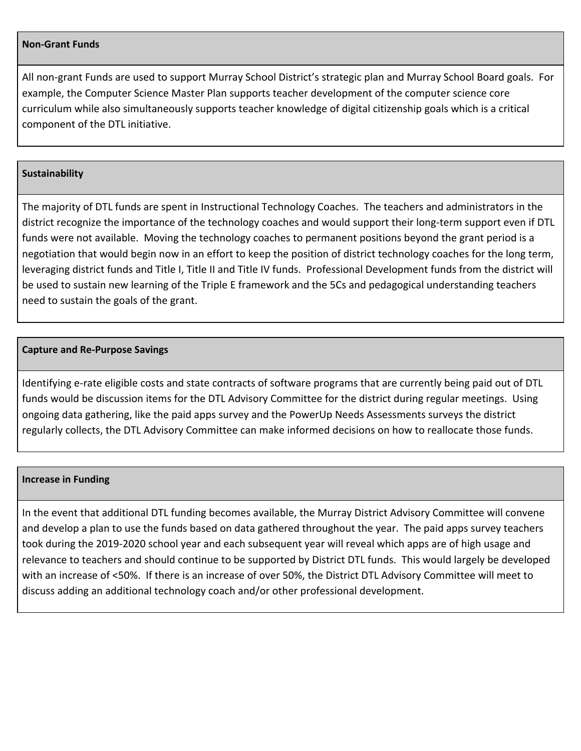**Non-Grant Funds**

All non-grant Funds are used to support Murray School District's strategic plan and Murray School Board goals. For example, the Computer Science Master Plan supports teacher development of the computer science core curriculum while also simultaneously supports teacher knowledge of digital citizenship goals which is a critical component of the DTL initiative.

**Sustainability**

The majority of DTL funds are spent in Instructional Technology Coaches. The teachers and administrators in the district recognize the importance of the technology coaches and would support their long-term support even if DTL funds were not available. Moving the technology coaches to permanent positions beyond the grant period is a negotiation that would begin now in an effort to keep the position of district technology coaches for the long term, leveraging district funds and Title I, Title II and Title IV funds. Professional Development funds from the district will be used to sustain new learning of the Triple E framework and the 5Cs and pedagogical understanding teachers need to sustain the goals of the grant.

**Capture and Re-Purpose Savings**

Identifying e-rate eligible costs and state contracts of software programs that are currently being paid out of DTL funds would be discussion items for the DTL Advisory Committee for the district during regular meetings. Using ongoing data gathering, like the paid apps survey and the PowerUp Needs Assessments surveys the district regularly collects, the DTL Advisory Committee can make informed decisions on how to reallocate those funds.

**Increase in Funding**

In the event that additional DTL funding becomes available, the Murray District Advisory Committee will convene and develop a plan to use the funds based on data gathered throughout the year. The paid apps survey teachers took during the 2019-2020 school year and each subsequent year will reveal which apps are of high usage and relevance to teachers and should continue to be supported by District DTL funds. This would largely be developed with an increase of <50%. If there is an increase of over 50%, the District DTL Advisory Committee will meet to discuss adding an additional technology coach and/or other professional development.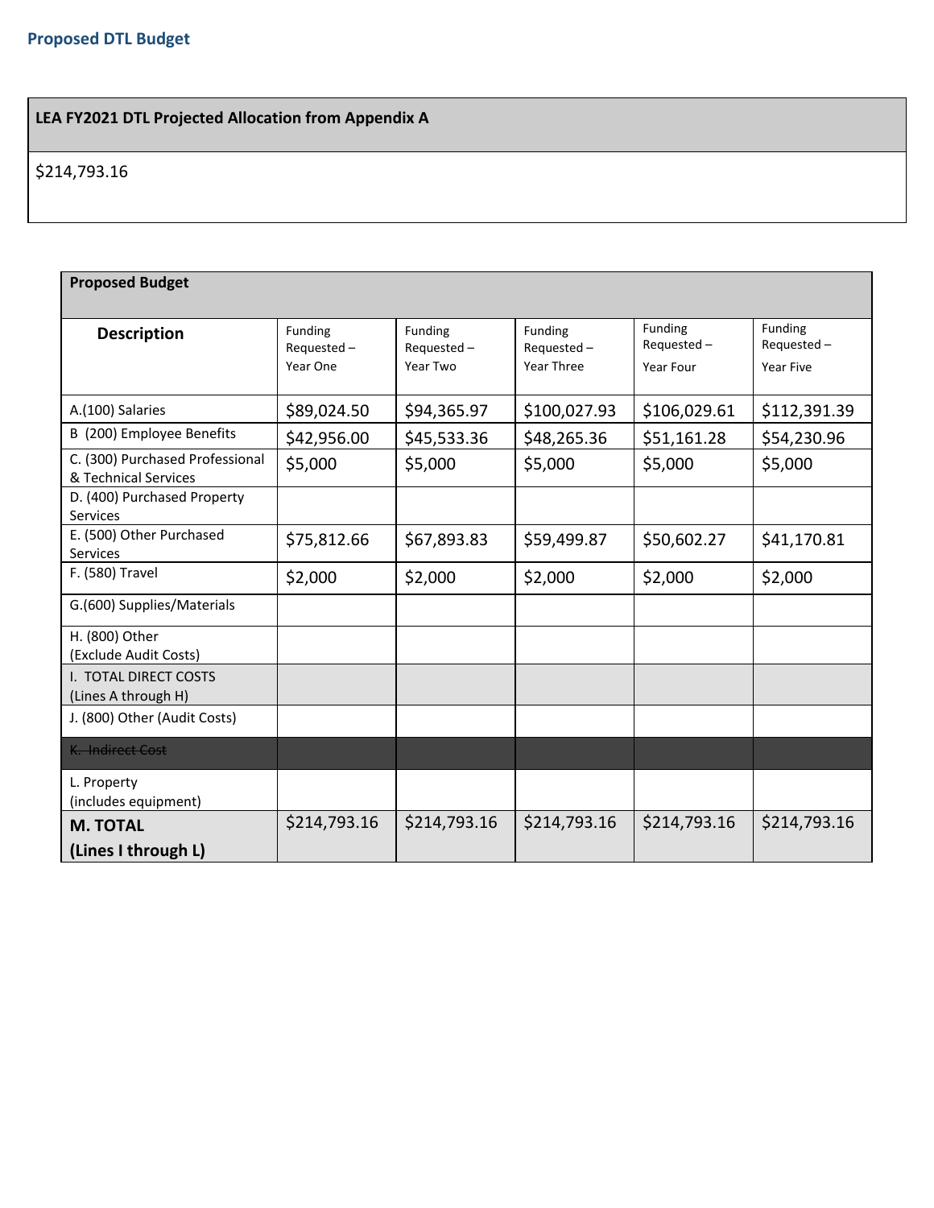## Proposed DTL Budget

| LEA FY2021 DTL Projected Allocation from Appendix A |
|---|
| $214,793.16 |

| Proposed Budget | | | | | |
|---|---|---|---|---|---|
| Description | Funding Requested – Year One | Funding Requested – Year Two | Funding Requested – Year Three | Funding Requested – Year Four | Funding Requested – Year Five |
| A.(100) Salaries | $89,024.50 | $94,365.97 | $100,027.93 | $106,029.61 | $112,391.39 |
| B (200) Employee Benefits | $42,956.00 | $45,533.36 | $48,265.36 | $51,161.28 | $54,230.96 |
| C. (300) Purchased Professional & Technical Services | $5,000 | $5,000 | $5,000 | $5,000 | $5,000 |
| D. (400) Purchased Property Services | | | | | |
| E. (500) Other Purchased Services | $75,812.66 | $67,893.83 | $59,499.87 | $50,602.27 | $41,170.81 |
| F. (580) Travel | $2,000 | $2,000 | $2,000 | $2,000 | $2,000 |
| G.(600) Supplies/Materials | | | | | |
| H. (800) Other (Exclude Audit Costs) | | | | | |
| I. TOTAL DIRECT COSTS (Lines A through H) | | | | | |
| J. (800) Other (Audit Costs) | | | | | |
| ~~K. Indirect Cost~~ | | | | | |
| L. Property (includes equipment) | | | | | |
| **M. TOTAL (Lines I through L)** | $214,793.16 | $214,793.16 | $214,793.16 | $214,793.16 | $214,793.16 |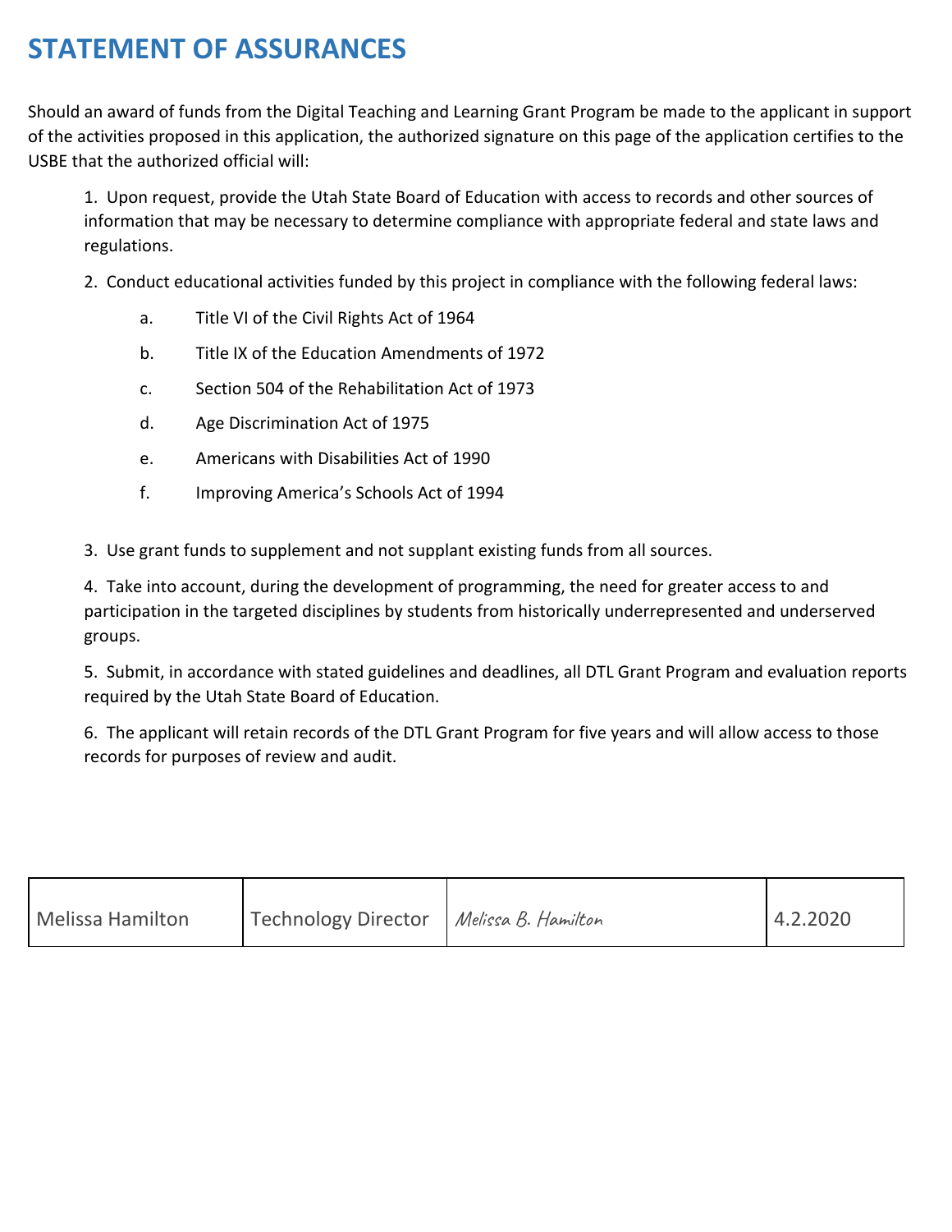# STATEMENT OF ASSURANCES

Should an award of funds from the Digital Teaching and Learning Grant Program be made to the applicant in support of the activities proposed in this application, the authorized signature on this page of the application certifies to the USBE that the authorized official will:

1. Upon request, provide the Utah State Board of Education with access to records and other sources of information that may be necessary to determine compliance with appropriate federal and state laws and regulations.

2. Conduct educational activities funded by this project in compliance with the following federal laws:

   a. Title VI of the Civil Rights Act of 1964

   b. Title IX of the Education Amendments of 1972

   c. Section 504 of the Rehabilitation Act of 1973

   d. Age Discrimination Act of 1975

   e. Americans with Disabilities Act of 1990

   f. Improving America's Schools Act of 1994

3. Use grant funds to supplement and not supplant existing funds from all sources.

4. Take into account, during the development of programming, the need for greater access to and participation in the targeted disciplines by students from historically underrepresented and underserved groups.

5. Submit, in accordance with stated guidelines and deadlines, all DTL Grant Program and evaluation reports required by the Utah State Board of Education.

6. The applicant will retain records of the DTL Grant Program for five years and will allow access to those records for purposes of review and audit.

| | | | |
|---|---|---|---|
| Melissa Hamilton | Technology Director | *Melissa B. Hamilton* | 4.2.2020 |